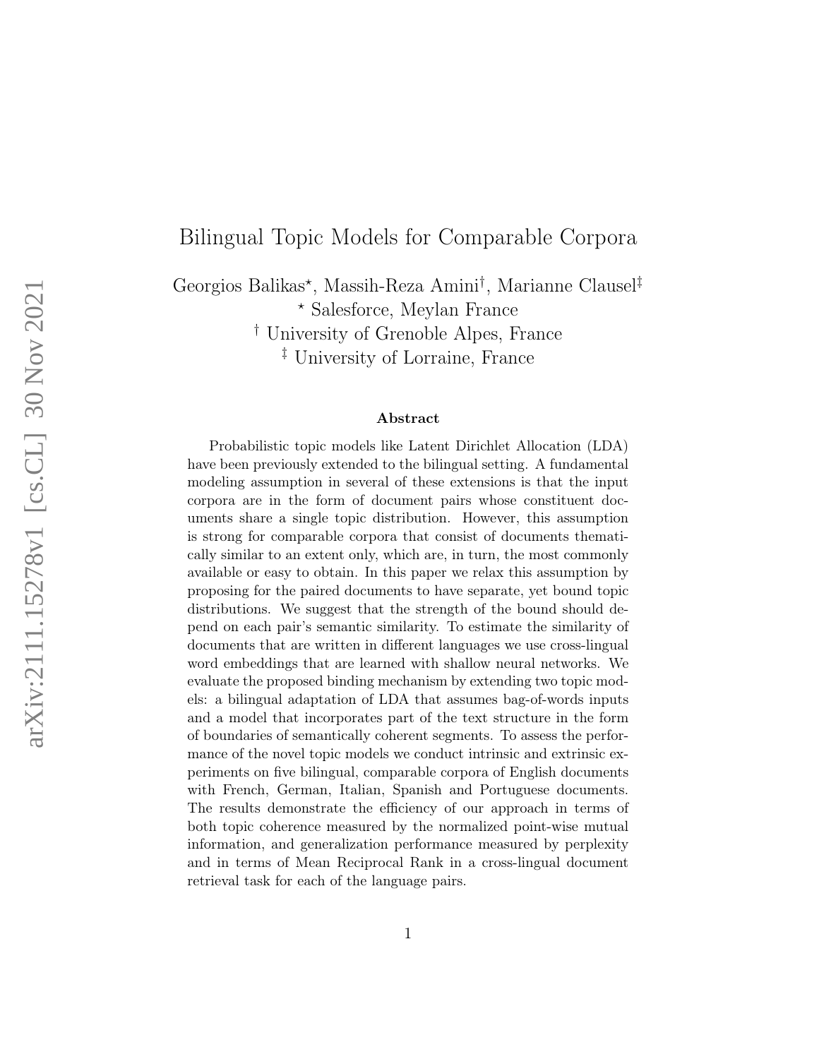# Bilingual Topic Models for Comparable Corpora

Georgios Balikas[⋆], Massih-Reza Amini[†], Marianne Clausel[‡]

[⋆] Salesforce, Meylan France

[†] University of Grenoble Alpes, France

[‡] University of Lorraine, France

### Abstract

Probabilistic topic models like Latent Dirichlet Allocation (LDA) have been previously extended to the bilingual setting. A fundamental modeling assumption in several of these extensions is that the input corpora are in the form of document pairs whose constituent documents share a single topic distribution. However, this assumption is strong for comparable corpora that consist of documents thematically similar to an extent only, which are, in turn, the most commonly available or easy to obtain. In this paper we relax this assumption by proposing for the paired documents to have separate, yet bound topic distributions. We suggest that the strength of the bound should depend on each pair's semantic similarity. To estimate the similarity of documents that are written in different languages we use cross-lingual word embeddings that are learned with shallow neural networks. We evaluate the proposed binding mechanism by extending two topic models: a bilingual adaptation of LDA that assumes bag-of-words inputs and a model that incorporates part of the text structure in the form of boundaries of semantically coherent segments. To assess the performance of the novel topic models we conduct intrinsic and extrinsic experiments on five bilingual, comparable corpora of English documents with French, German, Italian, Spanish and Portuguese documents. The results demonstrate the efficiency of our approach in terms of both topic coherence measured by the normalized point-wise mutual information, and generalization performance measured by perplexity and in terms of Mean Reciprocal Rank in a cross-lingual document retrieval task for each of the language pairs.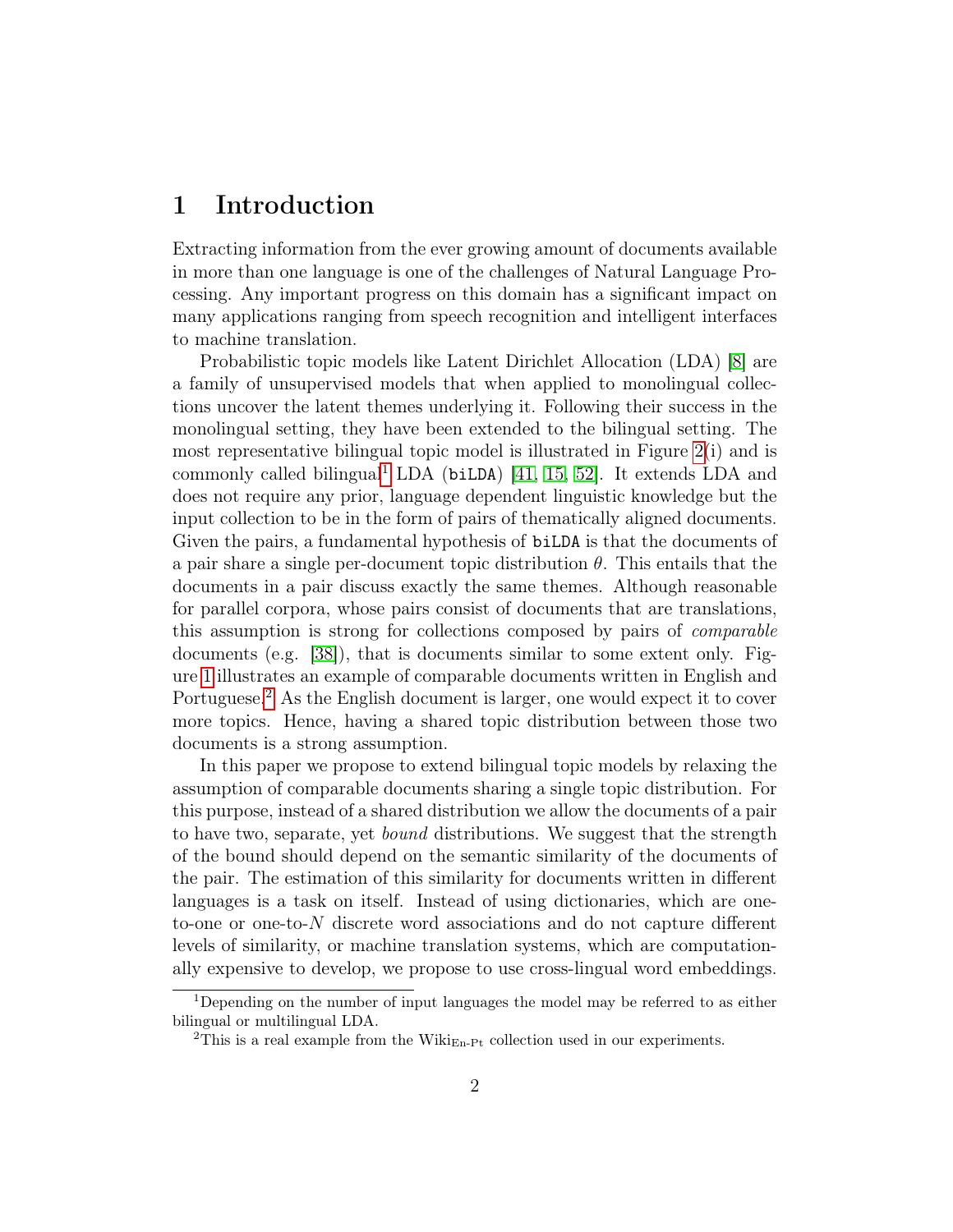# 1 Introduction

Extracting information from the ever growing amount of documents available in more than one language is one of the challenges of Natural Language Processing. Any important progress on this domain has a significant impact on many applications ranging from speech recognition and intelligent interfaces to machine translation.

Probabilistic topic models like Latent Dirichlet Allocation (LDA) [8] are a family of unsupervised models that when applied to monolingual collections uncover the latent themes underlying it. Following their success in the monolingual setting, they have been extended to the bilingual setting. The most representative bilingual topic model is illustrated in Figure 2(i) and is commonly called bilingual[1] LDA (`biLDA`) [41, 15, 52]. It extends LDA and does not require any prior, language dependent linguistic knowledge but the input collection to be in the form of pairs of thematically aligned documents. Given the pairs, a fundamental hypothesis of `biLDA` is that the documents of a pair share a single per-document topic distribution $\theta$. This entails that the documents in a pair discuss exactly the same themes. Although reasonable for parallel corpora, whose pairs consist of documents that are translations, this assumption is strong for collections composed by pairs of *comparable* documents (e.g. [38]), that is documents similar to some extent only. Figure 1 illustrates an example of comparable documents written in English and Portuguese.[2] As the English document is larger, one would expect it to cover more topics. Hence, having a shared topic distribution between those two documents is a strong assumption.

In this paper we propose to extend bilingual topic models by relaxing the assumption of comparable documents sharing a single topic distribution. For this purpose, instead of a shared distribution we allow the documents of a pair to have two, separate, yet *bound* distributions. We suggest that the strength of the bound should depend on the semantic similarity of the documents of the pair. The estimation of this similarity for documents written in different languages is a task on itself. Instead of using dictionaries, which are one-to-one or one-to-$N$ discrete word associations and do not capture different levels of similarity, or machine translation systems, which are computationally expensive to develop, we propose to use cross-lingual word embeddings.

[1] Depending on the number of input languages the model may be referred to as either bilingual or multilingual LDA.

[2] This is a real example from the $\text{Wiki}_{\text{En-Pt}}$ collection used in our experiments.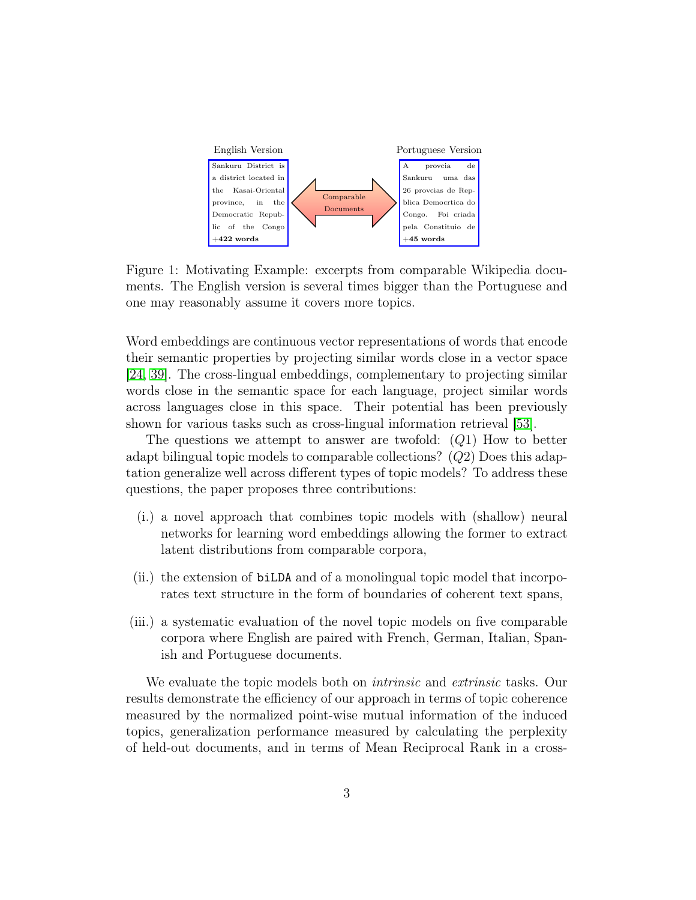English Version

Sankuru District is a district located in the Kasai-Oriental province, in the Democratic Republic of the Congo **+422 words**

Comparable Documents

Portuguese Version

A provcia de Sankuru uma das 26 provcias de Republica Democrtica do Congo. Foi criada pela Constituio de **+45 words**

Figure 1: Motivating Example: excerpts from comparable Wikipedia documents. The English version is several times bigger than the Portuguese and one may reasonably assume it covers more topics.

Word embeddings are continuous vector representations of words that encode their semantic properties by projecting similar words close in a vector space [24, 39]. The cross-lingual embeddings, complementary to projecting similar words close in the semantic space for each language, project similar words across languages close in this space. Their potential has been previously shown for various tasks such as cross-lingual information retrieval [53].

The questions we attempt to answer are twofold: ($Q1$) How to better adapt bilingual topic models to comparable collections? ($Q2$) Does this adaptation generalize well across different types of topic models? To address these questions, the paper proposes three contributions:

(i.) a novel approach that combines topic models with (shallow) neural networks for learning word embeddings allowing the former to extract latent distributions from comparable corpora,

(ii.) the extension of `biLDA` and of a monolingual topic model that incorporates text structure in the form of boundaries of coherent text spans,

(iii.) a systematic evaluation of the novel topic models on five comparable corpora where English are paired with French, German, Italian, Spanish and Portuguese documents.

We evaluate the topic models both on *intrinsic* and *extrinsic* tasks. Our results demonstrate the efficiency of our approach in terms of topic coherence measured by the normalized point-wise mutual information of the induced topics, generalization performance measured by calculating the perplexity of held-out documents, and in terms of Mean Reciprocal Rank in a cross-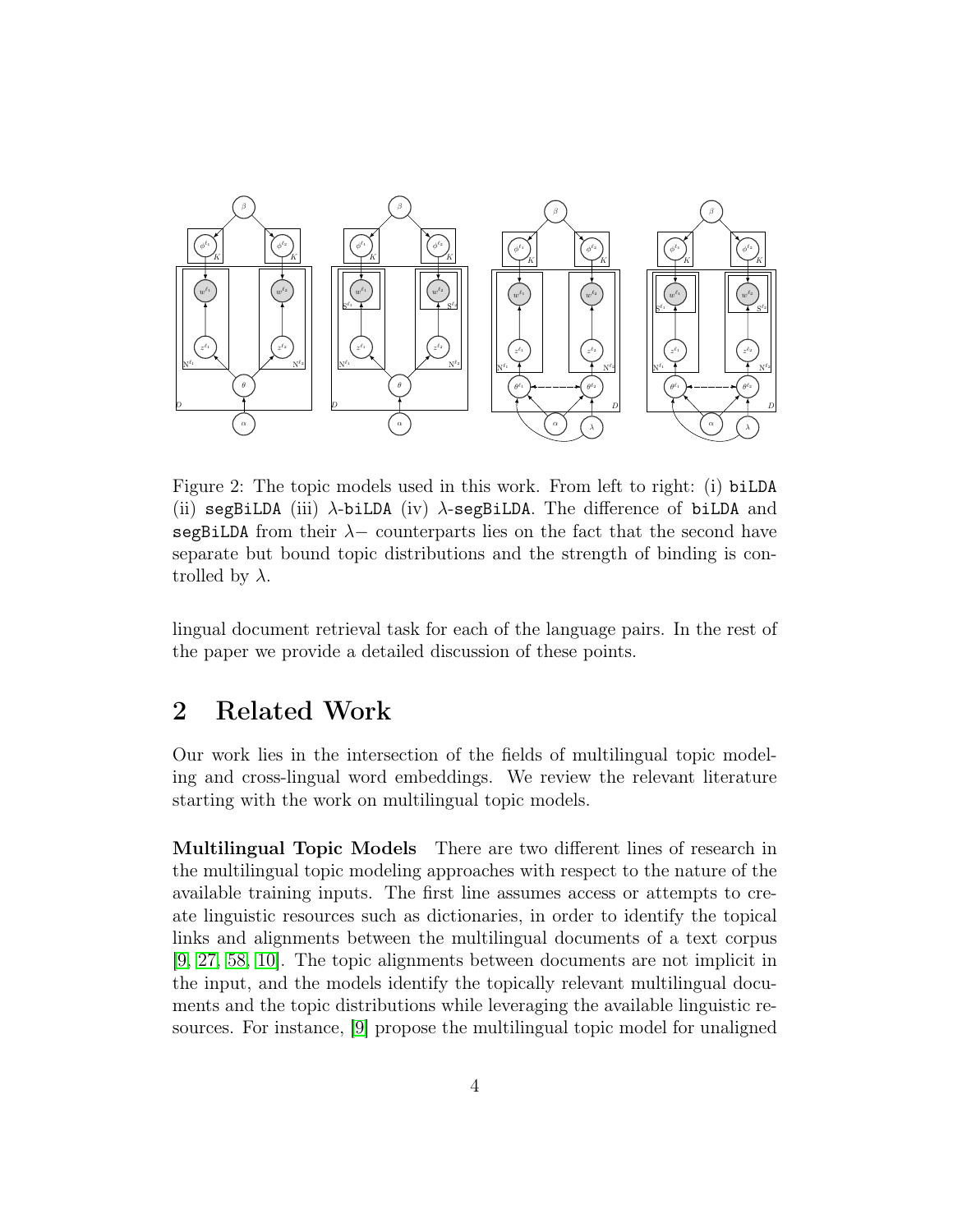Figure 2: The topic models used in this work. From left to right: (i) `biLDA` (ii) `segBiLDA` (iii) $\lambda$-`biLDA` (iv) $\lambda$-`segBiLDA`. The difference of `biLDA` and `segBiLDA` from their $\lambda-$ counterparts lies on the fact that the second have separate but bound topic distributions and the strength of binding is controlled by $\lambda$.

lingual document retrieval task for each of the language pairs. In the rest of the paper we provide a detailed discussion of these points.

## 2 Related Work

Our work lies in the intersection of the fields of multilingual topic modeling and cross-lingual word embeddings. We review the relevant literature starting with the work on multilingual topic models.

**Multilingual Topic Models** There are two different lines of research in the multilingual topic modeling approaches with respect to the nature of the available training inputs. The first line assumes access or attempts to create linguistic resources such as dictionaries, in order to identify the topical links and alignments between the multilingual documents of a text corpus [9, 27, 58, 10]. The topic alignments between documents are not implicit in the input, and the models identify the topically relevant multilingual documents and the topic distributions while leveraging the available linguistic resources. For instance, [9] propose the multilingual topic model for unaligned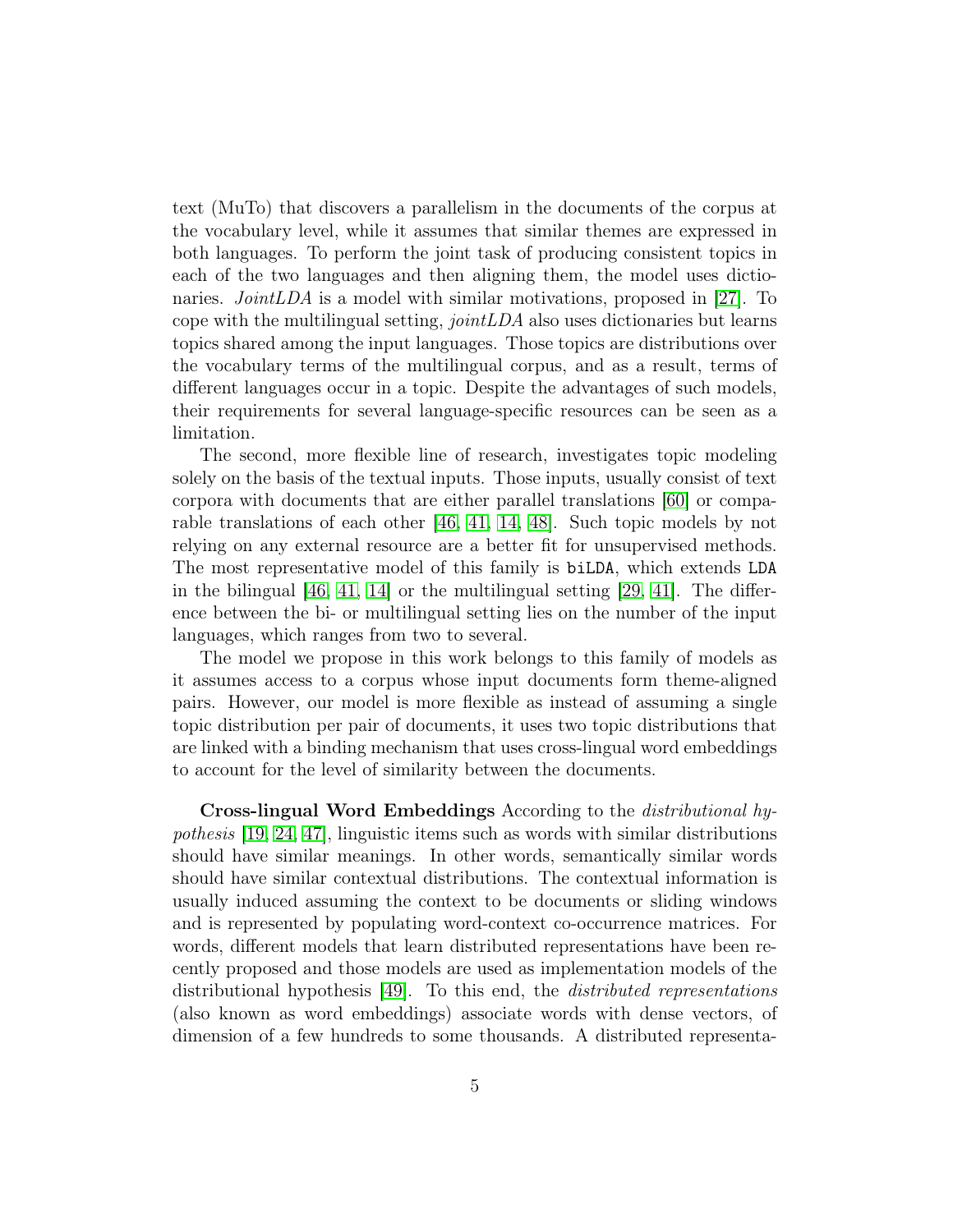text (MuTo) that discovers a parallelism in the documents of the corpus at the vocabulary level, while it assumes that similar themes are expressed in both languages. To perform the joint task of producing consistent topics in each of the two languages and then aligning them, the model uses dictionaries. *JointLDA* is a model with similar motivations, proposed in [27]. To cope with the multilingual setting, *jointLDA* also uses dictionaries but learns topics shared among the input languages. Those topics are distributions over the vocabulary terms of the multilingual corpus, and as a result, terms of different languages occur in a topic. Despite the advantages of such models, their requirements for several language-specific resources can be seen as a limitation.

The second, more flexible line of research, investigates topic modeling solely on the basis of the textual inputs. Those inputs, usually consist of text corpora with documents that are either parallel translations [60] or comparable translations of each other [46, 41, 14, 48]. Such topic models by not relying on any external resource are a better fit for unsupervised methods. The most representative model of this family is `biLDA`, which extends `LDA` in the bilingual [46, 41, 14] or the multilingual setting [29, 41]. The difference between the bi- or multilingual setting lies on the number of the input languages, which ranges from two to several.

The model we propose in this work belongs to this family of models as it assumes access to a corpus whose input documents form theme-aligned pairs. However, our model is more flexible as instead of assuming a single topic distribution per pair of documents, it uses two topic distributions that are linked with a binding mechanism that uses cross-lingual word embeddings to account for the level of similarity between the documents.

**Cross-lingual Word Embeddings** According to the *distributional hypothesis* [19, 24, 47], linguistic items such as words with similar distributions should have similar meanings. In other words, semantically similar words should have similar contextual distributions. The contextual information is usually induced assuming the context to be documents or sliding windows and is represented by populating word-context co-occurrence matrices. For words, different models that learn distributed representations have been recently proposed and those models are used as implementation models of the distributional hypothesis [49]. To this end, the *distributed representations* (also known as word embeddings) associate words with dense vectors, of dimension of a few hundreds to some thousands. A distributed representa-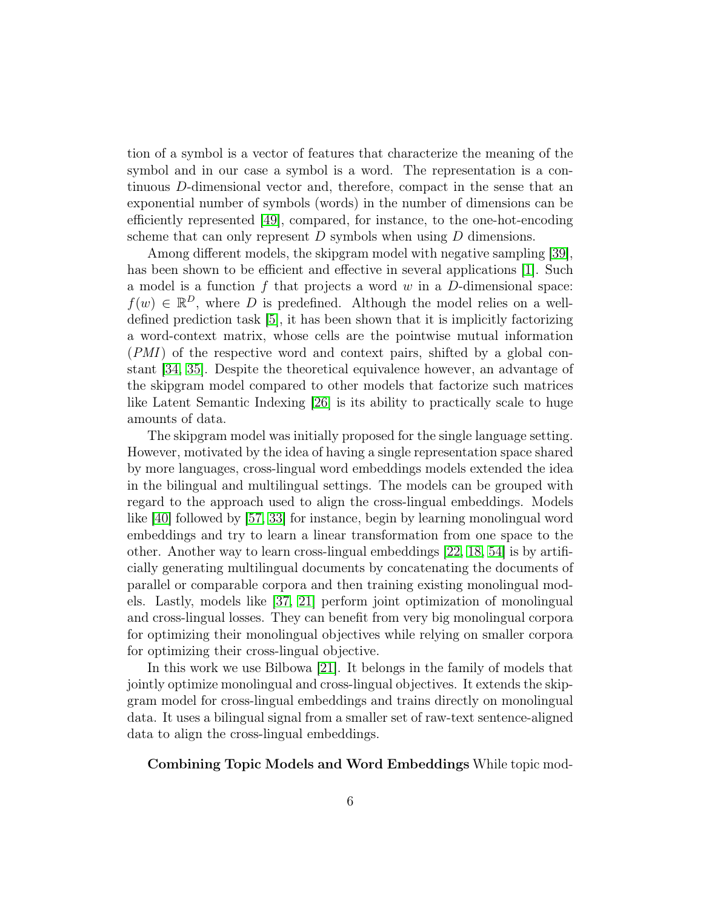tion of a symbol is a vector of features that characterize the meaning of the symbol and in our case a symbol is a word. The representation is a continuous $D$-dimensional vector and, therefore, compact in the sense that an exponential number of symbols (words) in the number of dimensions can be efficiently represented [49], compared, for instance, to the one-hot-encoding scheme that can only represent $D$ symbols when using $D$ dimensions.

Among different models, the skipgram model with negative sampling [39], has been shown to be efficient and effective in several applications [1]. Such a model is a function $f$ that projects a word $w$ in a $D$-dimensional space: $f(w) \in \mathbb{R}^D$, where $D$ is predefined. Although the model relies on a well-defined prediction task [5], it has been shown that it is implicitly factorizing a word-context matrix, whose cells are the pointwise mutual information ($PMI$) of the respective word and context pairs, shifted by a global constant [34, 35]. Despite the theoretical equivalence however, an advantage of the skipgram model compared to other models that factorize such matrices like Latent Semantic Indexing [26] is its ability to practically scale to huge amounts of data.

The skipgram model was initially proposed for the single language setting. However, motivated by the idea of having a single representation space shared by more languages, cross-lingual word embeddings models extended the idea in the bilingual and multilingual settings. The models can be grouped with regard to the approach used to align the cross-lingual embeddings. Models like [40] followed by [57, 33] for instance, begin by learning monolingual word embeddings and try to learn a linear transformation from one space to the other. Another way to learn cross-lingual embeddings [22, 18, 54] is by artificially generating multilingual documents by concatenating the documents of parallel or comparable corpora and then training existing monolingual models. Lastly, models like [37, 21] perform joint optimization of monolingual and cross-lingual losses. They can benefit from very big monolingual corpora for optimizing their monolingual objectives while relying on smaller corpora for optimizing their cross-lingual objective.

In this work we use Bilbowa [21]. It belongs in the family of models that jointly optimize monolingual and cross-lingual objectives. It extends the skipgram model for cross-lingual embeddings and trains directly on monolingual data. It uses a bilingual signal from a smaller set of raw-text sentence-aligned data to align the cross-lingual embeddings.

**Combining Topic Models and Word Embeddings** While topic mod-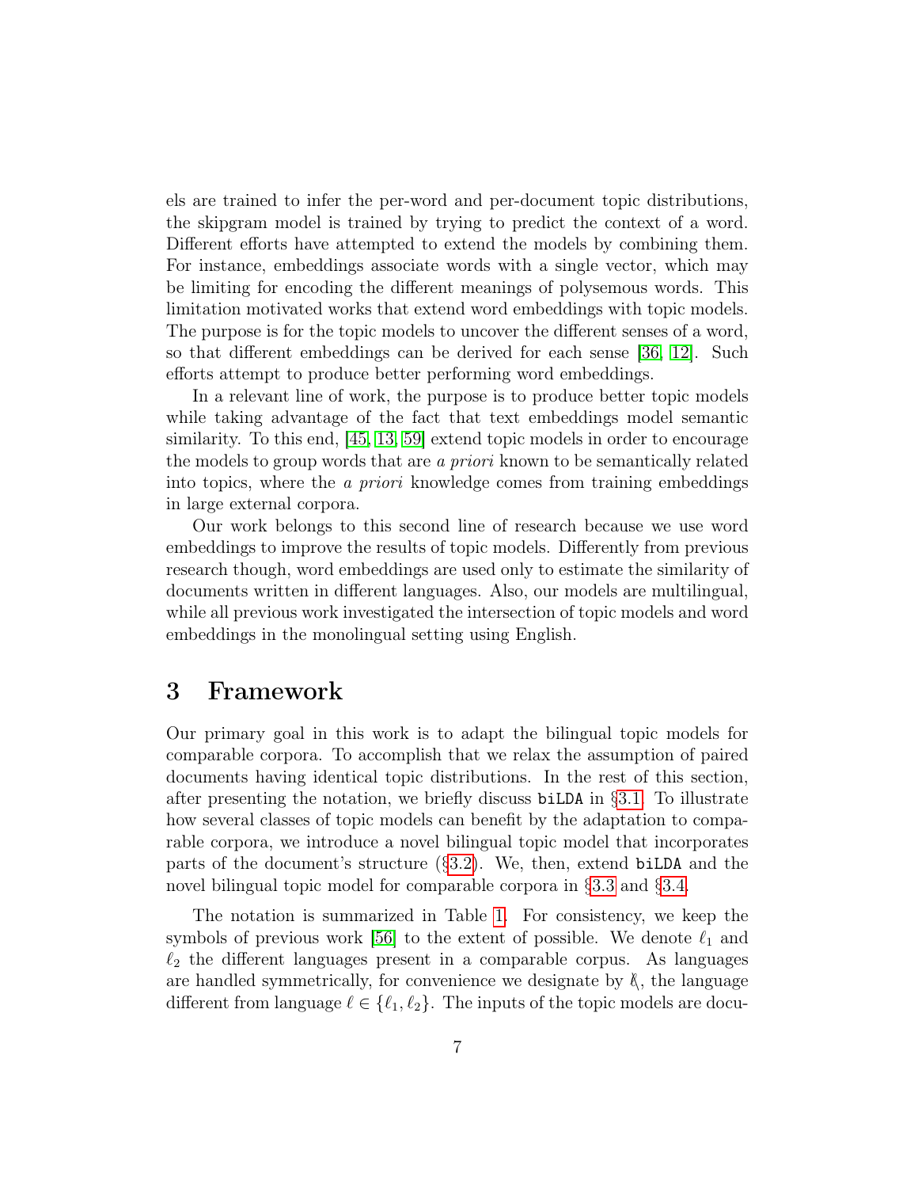els are trained to infer the per-word and per-document topic distributions, the skipgram model is trained by trying to predict the context of a word. Different efforts have attempted to extend the models by combining them. For instance, embeddings associate words with a single vector, which may be limiting for encoding the different meanings of polysemous words. This limitation motivated works that extend word embeddings with topic models. The purpose is for the topic models to uncover the different senses of a word, so that different embeddings can be derived for each sense [36, 12]. Such efforts attempt to produce better performing word embeddings.

In a relevant line of work, the purpose is to produce better topic models while taking advantage of the fact that text embeddings model semantic similarity. To this end, [45, 13, 59] extend topic models in order to encourage the models to group words that are *a priori* known to be semantically related into topics, where the *a priori* knowledge comes from training embeddings in large external corpora.

Our work belongs to this second line of research because we use word embeddings to improve the results of topic models. Differently from previous research though, word embeddings are used only to estimate the similarity of documents written in different languages. Also, our models are multilingual, while all previous work investigated the intersection of topic models and word embeddings in the monolingual setting using English.

# 3 Framework

Our primary goal in this work is to adapt the bilingual topic models for comparable corpora. To accomplish that we relax the assumption of paired documents having identical topic distributions. In the rest of this section, after presenting the notation, we briefly discuss `biLDA` in §3.1. To illustrate how several classes of topic models can benefit by the adaptation to comparable corpora, we introduce a novel bilingual topic model that incorporates parts of the document's structure (§3.2). We, then, extend `biLDA` and the novel bilingual topic model for comparable corpora in §3.3 and §3.4.

The notation is summarized in Table 1. For consistency, we keep the symbols of previous work [56] to the extent of possible. We denote $\ell_1$ and $\ell_2$ the different languages present in a comparable corpus. As languages are handled symmetrically, for convenience we designate by $\not\ell$, the language different from language $\ell \in \{\ell_1, \ell_2\}$. The inputs of the topic models are docu-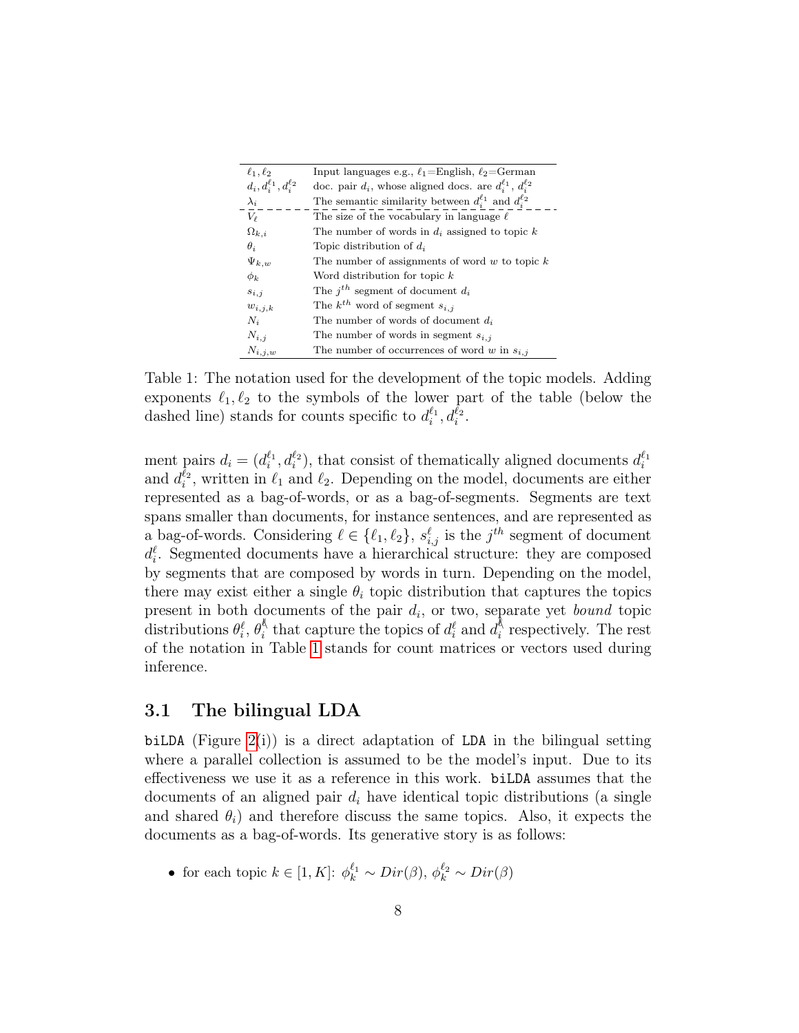| | |
|---|---|
| $\ell_1, \ell_2$ | Input languages e.g., $\ell_1$=English, $\ell_2$=German |
| $d_i, d_i^{\ell_1}, d_i^{\ell_2}$ | doc. pair $d_i$, whose aligned docs. are $d_i^{\ell_1}$, $d_i^{\ell_2}$ |
| $\lambda_i$ | The semantic similarity between $d_i^{\ell_1}$ and $d_i^{\ell_2}$ |
| $V_\ell$ | The size of the vocabulary in language $\ell$ |
| $\Omega_{k,i}$ | The number of words in $d_i$ assigned to topic $k$ |
| $\theta_i$ | Topic distribution of $d_i$ |
| $\Psi_{k,w}$ | The number of assignments of word $w$ to topic $k$ |
| $\phi_k$ | Word distribution for topic $k$ |
| $s_{i,j}$ | The $j^{th}$ segment of document $d_i$ |
| $w_{i,j,k}$ | The $k^{th}$ word of segment $s_{i,j}$ |
| $N_i$ | The number of words of document $d_i$ |
| $N_{i,j}$ | The number of words in segment $s_{i,j}$ |
| $N_{i,j,w}$ | The number of occurrences of word $w$ in $s_{i,j}$ |

Table 1: The notation used for the development of the topic models. Adding exponents $\ell_1, \ell_2$ to the symbols of the lower part of the table (below the dashed line) stands for counts specific to $d_i^{\ell_1}, d_i^{\ell_2}$.

ment pairs $d_i = (d_i^{\ell_1}, d_i^{\ell_2})$, that consist of thematically aligned documents $d_i^{\ell_1}$ and $d_i^{\ell_2}$, written in $\ell_1$ and $\ell_2$. Depending on the model, documents are either represented as a bag-of-words, or as a bag-of-segments. Segments are text spans smaller than documents, for instance sentences, and are represented as a bag-of-words. Considering $\ell \in \{\ell_1, \ell_2\}$, $s_{i,j}^{\ell}$ is the $j^{th}$ segment of document $d_i^{\ell}$. Segmented documents have a hierarchical structure: they are composed by segments that are composed by words in turn. Depending on the model, there may exist either a single $\theta_i$ topic distribution that captures the topics present in both documents of the pair $d_i$, or two, separate yet *bound* topic distributions $\theta_i^{\ell}$, $\theta_i^{\not\ell}$ that capture the topics of $d_i^{\ell}$ and $d_i^{\not\ell}$ respectively. The rest of the notation in Table 1 stands for count matrices or vectors used during inference.

## 3.1 The bilingual LDA

`biLDA` (Figure 2(i)) is a direct adaptation of `LDA` in the bilingual setting where a parallel collection is assumed to be the model's input. Due to its effectiveness we use it as a reference in this work. `biLDA` assumes that the documents of an aligned pair $d_i$ have identical topic distributions (a single and shared $\theta_i$) and therefore discuss the same topics. Also, it expects the documents as a bag-of-words. Its generative story is as follows:

- for each topic $k \in [1, K]$: $\phi_k^{\ell_1} \sim Dir(\beta)$, $\phi_k^{\ell_2} \sim Dir(\beta)$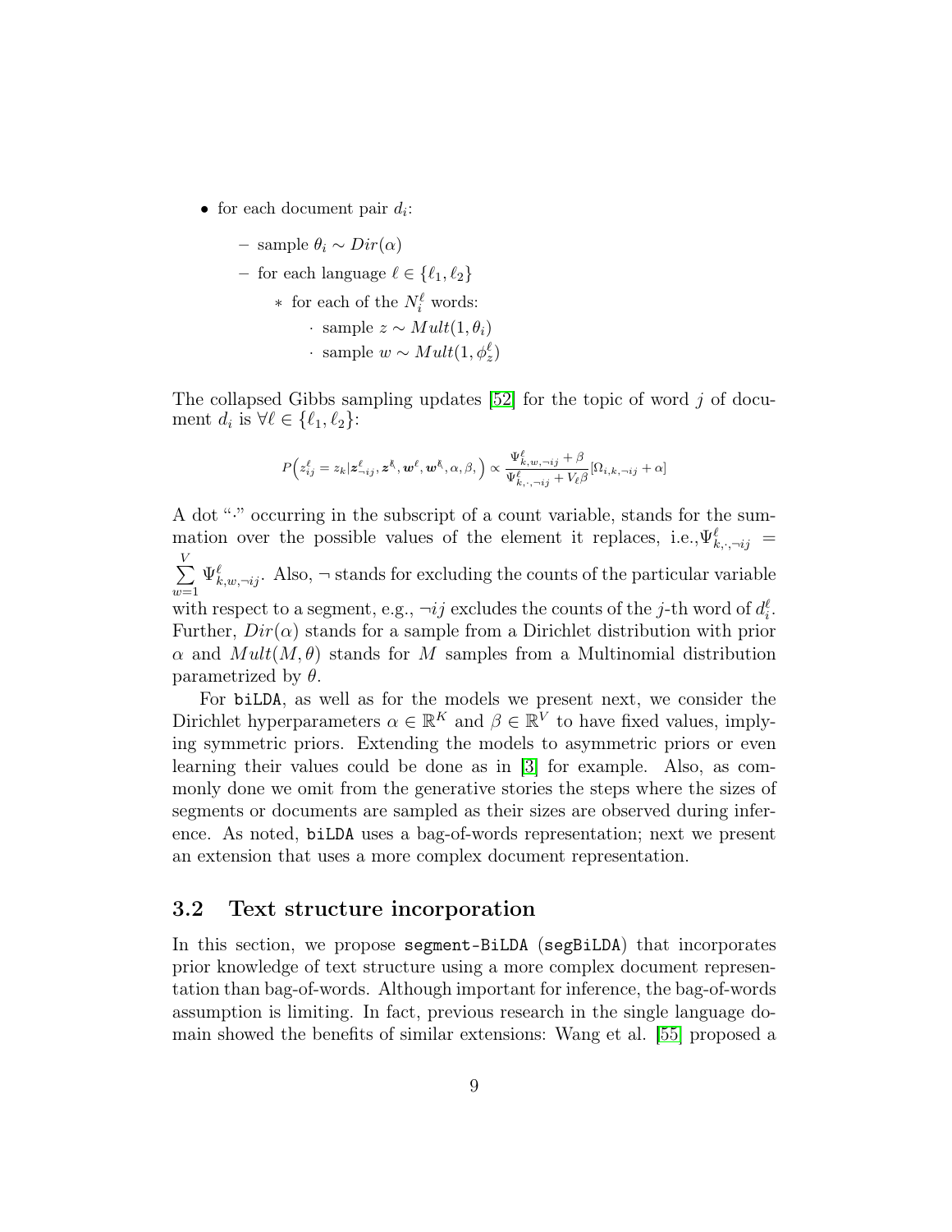- for each document pair $d_i$:
  - sample $\theta_i \sim Dir(\alpha)$
  - for each language $\ell \in \{\ell_1, \ell_2\}$
    - for each of the $N_i^\ell$ words:
      - sample $z \sim Mult(1, \theta_i)$
      - sample $w \sim Mult(1, \phi_z^\ell)$

The collapsed Gibbs sampling updates [52] for the topic of word $j$ of document $d_i$ is $\forall \ell \in \{\ell_1, \ell_2\}$:

$$P\Big(z_{ij}^\ell = z_k | \boldsymbol{z}_{\neg ij}^\ell, \boldsymbol{z}^{\not\ell}, \boldsymbol{w}^\ell, \boldsymbol{w}^{\not\ell}, \alpha, \beta,\Big) \propto \frac{\Psi_{k,w,\neg ij}^\ell + \beta}{\Psi_{k,\cdot,\neg ij}^\ell + V_\ell \beta}[\Omega_{i,k,\neg ij} + \alpha]$$

A dot "$\cdot$" occurring in the subscript of a count variable, stands for the summation over the possible values of the element it replaces, i.e.,$\Psi_{k,\cdot,\neg ij}^\ell = \sum_{w=1}^{V} \Psi_{k,w,\neg ij}^\ell$. Also, $\neg$ stands for excluding the counts of the particular variable with respect to a segment, e.g., $\neg ij$ excludes the counts of the $j$-th word of $d_i^\ell$. Further, $Dir(\alpha)$ stands for a sample from a Dirichlet distribution with prior $\alpha$ and $Mult(M, \theta)$ stands for $M$ samples from a Multinomial distribution parametrized by $\theta$.

For `biLDA`, as well as for the models we present next, we consider the Dirichlet hyperparameters $\alpha \in \mathbb{R}^K$ and $\beta \in \mathbb{R}^V$ to have fixed values, implying symmetric priors. Extending the models to asymmetric priors or even learning their values could be done as in [3] for example. Also, as commonly done we omit from the generative stories the steps where the sizes of segments or documents are sampled as their sizes are observed during inference. As noted, `biLDA` uses a bag-of-words representation; next we present an extension that uses a more complex document representation.

### 3.2 Text structure incorporation

In this section, we propose `segment-BiLDA` (`segBiLDA`) that incorporates prior knowledge of text structure using a more complex document representation than bag-of-words. Although important for inference, the bag-of-words assumption is limiting. In fact, previous research in the single language domain showed the benefits of similar extensions: Wang et al. [55] proposed a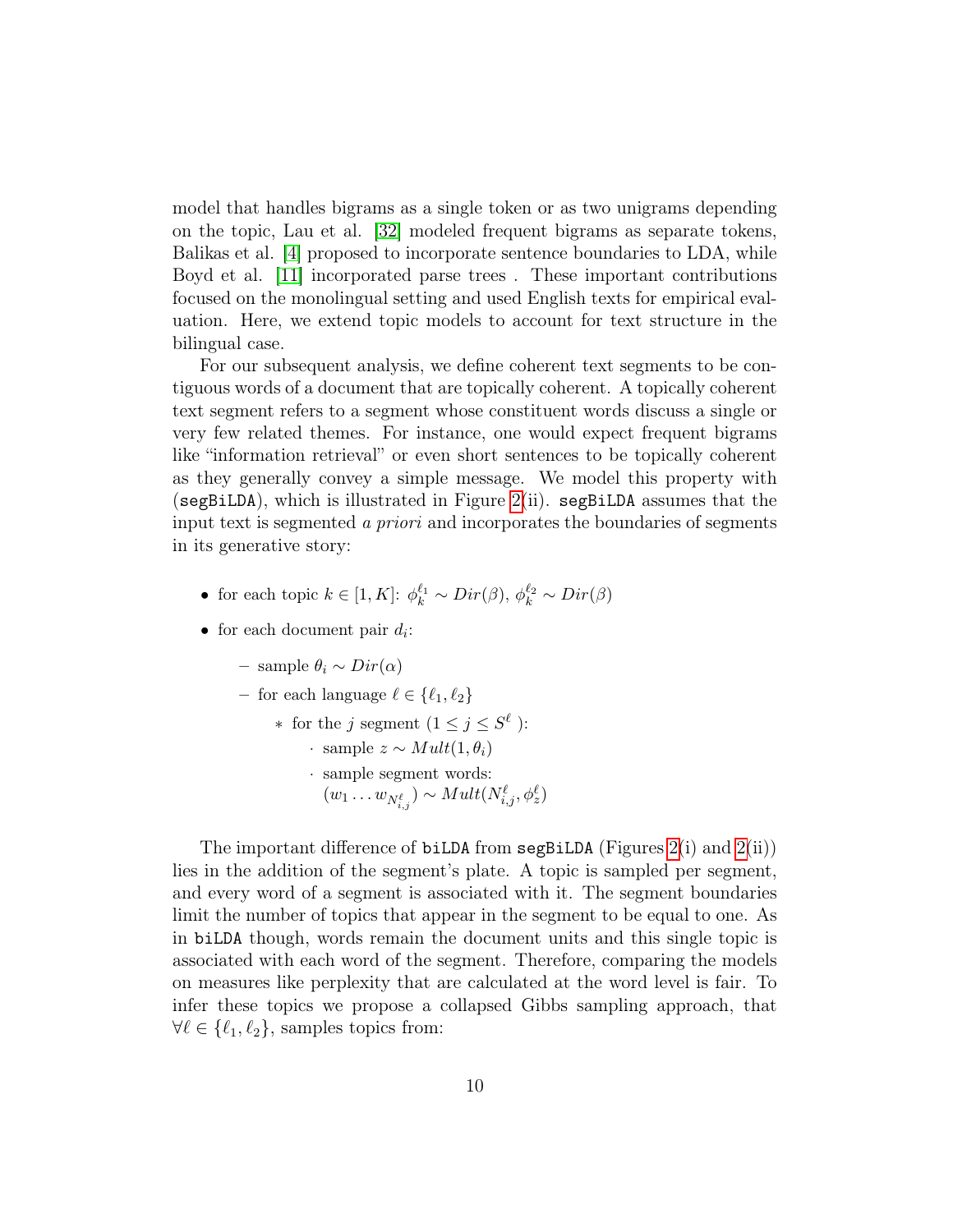model that handles bigrams as a single token or as two unigrams depending on the topic, Lau et al. [32] modeled frequent bigrams as separate tokens, Balikas et al. [4] proposed to incorporate sentence boundaries to LDA, while Boyd et al. [11] incorporated parse trees . These important contributions focused on the monolingual setting and used English texts for empirical evaluation. Here, we extend topic models to account for text structure in the bilingual case.

For our subsequent analysis, we define coherent text segments to be contiguous words of a document that are topically coherent. A topically coherent text segment refers to a segment whose constituent words discuss a single or very few related themes. For instance, one would expect frequent bigrams like "information retrieval" or even short sentences to be topically coherent as they generally convey a simple message. We model this property with (`segBiLDA`), which is illustrated in Figure 2(ii). `segBiLDA` assumes that the input text is segmented *a priori* and incorporates the boundaries of segments in its generative story:

- for each topic $k \in [1, K]$: $\phi_k^{\ell_1} \sim Dir(\beta)$, $\phi_k^{\ell_2} \sim Dir(\beta)$
- for each document pair $d_i$:
  - sample $\theta_i \sim Dir(\alpha)$
  - for each language $\ell \in \{\ell_1, \ell_2\}$
    - for the $j$ segment ($1 \leq j \leq S^\ell$ ):
      - sample $z \sim Mult(1, \theta_i)$
      - sample segment words: $(w_1 \ldots w_{N_{i,j}^\ell}) \sim Mult(N_{i,j}^\ell, \phi_z^\ell)$

The important difference of `biLDA` from `segBiLDA` (Figures 2(i) and 2(ii)) lies in the addition of the segment's plate. A topic is sampled per segment, and every word of a segment is associated with it. The segment boundaries limit the number of topics that appear in the segment to be equal to one. As in `biLDA` though, words remain the document units and this single topic is associated with each word of the segment. Therefore, comparing the models on measures like perplexity that are calculated at the word level is fair. To infer these topics we propose a collapsed Gibbs sampling approach, that $\forall \ell \in \{\ell_1, \ell_2\}$, samples topics from: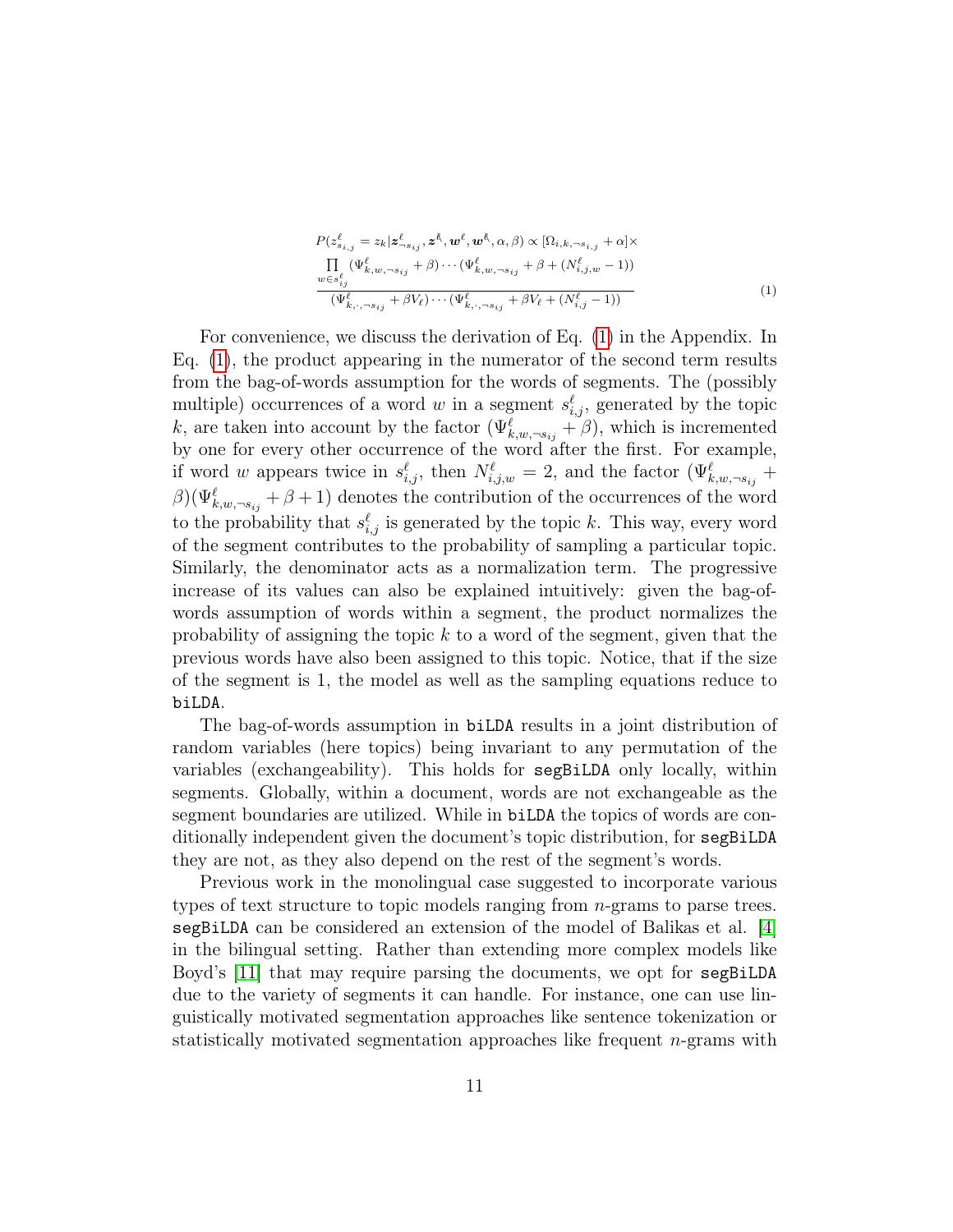$$
P(z^{\ell}_{s_{i,j}} = z_k | \boldsymbol{z}^{\ell}_{\neg s_{ij}}, \boldsymbol{z}^{\ell\!\!\backslash}, \boldsymbol{w}^{\ell}, \boldsymbol{w}^{\ell\!\!\backslash}, \alpha, \beta) \propto [\Omega_{i,k,\neg s_{i,j}} + \alpha] \times \frac{\prod_{w \in s^{\ell}_{ij}} (\Psi^{\ell}_{k,w,\neg s_{ij}} + \beta) \cdots (\Psi^{\ell}_{k,w,\neg s_{ij}} + \beta + (N^{\ell}_{i,j,w} - 1))}{(\Psi^{\ell}_{k,\cdot,\neg s_{ij}} + \beta V_{\ell}) \cdots (\Psi^{\ell}_{k,\cdot,\neg s_{ij}} + \beta V_{\ell} + (N^{\ell}_{i,j} - 1))} \tag{1}
$$

For convenience, we discuss the derivation of Eq. (1) in the Appendix. In Eq. (1), the product appearing in the numerator of the second term results from the bag-of-words assumption for the words of segments. The (possibly multiple) occurrences of a word $w$ in a segment $s^{\ell}_{i,j}$, generated by the topic $k$, are taken into account by the factor $(\Psi^{\ell}_{k,w,\neg s_{ij}} + \beta)$, which is incremented by one for every other occurrence of the word after the first. For example, if word $w$ appears twice in $s^{\ell}_{i,j}$, then $N^{\ell}_{i,j,w} = 2$, and the factor $(\Psi^{\ell}_{k,w,\neg s_{ij}} + \beta)(\Psi^{\ell}_{k,w,\neg s_{ij}} + \beta + 1)$ denotes the contribution of the occurrences of the word to the probability that $s^{\ell}_{i,j}$ is generated by the topic $k$. This way, every word of the segment contributes to the probability of sampling a particular topic. Similarly, the denominator acts as a normalization term. The progressive increase of its values can also be explained intuitively: given the bag-of-words assumption of words within a segment, the product normalizes the probability of assigning the topic $k$ to a word of the segment, given that the previous words have also been assigned to this topic. Notice, that if the size of the segment is 1, the model as well as the sampling equations reduce to biLDA.

The bag-of-words assumption in biLDA results in a joint distribution of random variables (here topics) being invariant to any permutation of the variables (exchangeability). This holds for segBiLDA only locally, within segments. Globally, within a document, words are not exchangeable as the segment boundaries are utilized. While in biLDA the topics of words are conditionally independent given the document's topic distribution, for segBiLDA they are not, as they also depend on the rest of the segment's words.

Previous work in the monolingual case suggested to incorporate various types of text structure to topic models ranging from $n$-grams to parse trees. segBiLDA can be considered an extension of the model of Balikas et al. [4] in the bilingual setting. Rather than extending more complex models like Boyd's [11] that may require parsing the documents, we opt for segBiLDA due to the variety of segments it can handle. For instance, one can use linguistically motivated segmentation approaches like sentence tokenization or statistically motivated segmentation approaches like frequent $n$-grams with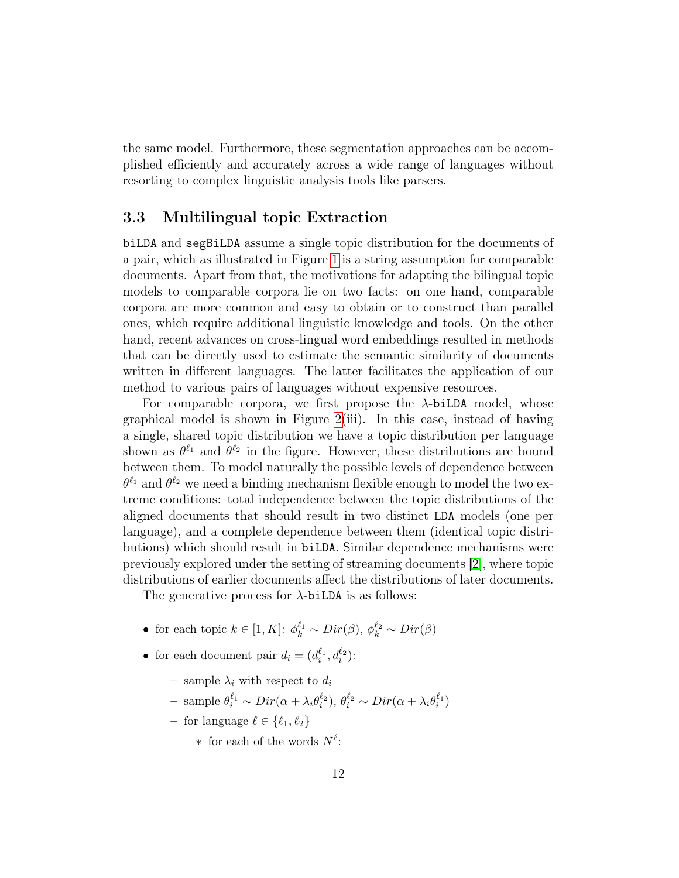the same model. Furthermore, these segmentation approaches can be accomplished efficiently and accurately across a wide range of languages without resorting to complex linguistic analysis tools like parsers.

### 3.3 Multilingual topic Extraction

`biLDA` and `segBiLDA` assume a single topic distribution for the documents of a pair, which as illustrated in Figure 1 is a string assumption for comparable documents. Apart from that, the motivations for adapting the bilingual topic models to comparable corpora lie on two facts: on one hand, comparable corpora are more common and easy to obtain or to construct than parallel ones, which require additional linguistic knowledge and tools. On the other hand, recent advances on cross-lingual word embeddings resulted in methods that can be directly used to estimate the semantic similarity of documents written in different languages. The latter facilitates the application of our method to various pairs of languages without expensive resources.

For comparable corpora, we first propose the $\lambda$-`biLDA` model, whose graphical model is shown in Figure 2(iii). In this case, instead of having a single, shared topic distribution we have a topic distribution per language shown as $\theta^{\ell_1}$ and $\theta^{\ell_2}$ in the figure. However, these distributions are bound between them. To model naturally the possible levels of dependence between $\theta^{\ell_1}$ and $\theta^{\ell_2}$ we need a binding mechanism flexible enough to model the two extreme conditions: total independence between the topic distributions of the aligned documents that should result in two distinct `LDA` models (one per language), and a complete dependence between them (identical topic distributions) which should result in `biLDA`. Similar dependence mechanisms were previously explored under the setting of streaming documents [2], where topic distributions of earlier documents affect the distributions of later documents.

The generative process for $\lambda$-`biLDA` is as follows:

- for each topic $k \in [1, K]$: $\phi_k^{\ell_1} \sim Dir(\beta)$, $\phi_k^{\ell_2} \sim Dir(\beta)$
- for each document pair $d_i = (d_i^{\ell_1}, d_i^{\ell_2})$:
  - sample $\lambda_i$ with respect to $d_i$
  - sample $\theta_i^{\ell_1} \sim Dir(\alpha + \lambda_i \theta_i^{\ell_2})$, $\theta_i^{\ell_2} \sim Dir(\alpha + \lambda_i \theta_i^{\ell_1})$
  - for language $\ell \in \{\ell_1, \ell_2\}$
    - for each of the words $N^{\ell}$: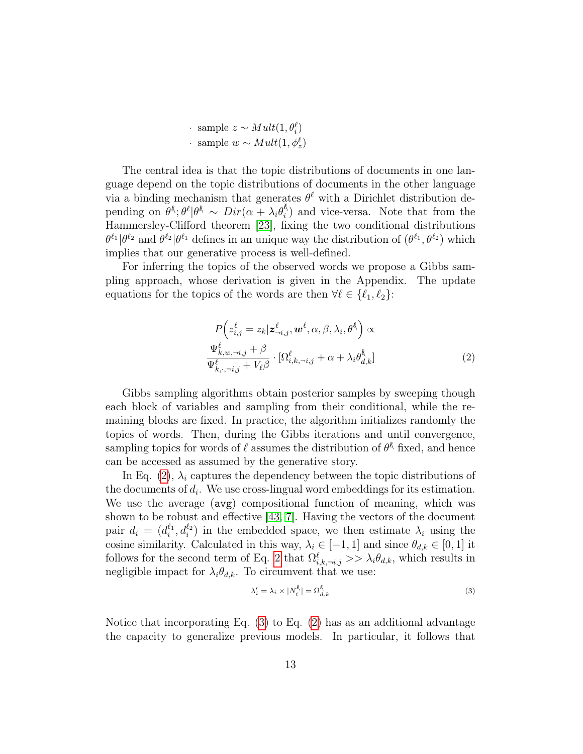· sample $z \sim Mult(1, \theta_i^{\ell})$
· sample $w \sim Mult(1, \phi_z^{\ell})$

The central idea is that the topic distributions of documents in one language depend on the topic distributions of documents in the other language via a binding mechanism that generates $\theta^{\ell}$ with a Dirichlet distribution depending on $\theta^{\not\ell}; \theta^{\ell}|\theta^{\not\ell} \sim Dir(\alpha + \lambda_i \theta_i^{\not\ell})$ and vice-versa. Note that from the Hammersley-Clifford theorem [23], fixing the two conditional distributions $\theta^{\ell_1}|\theta^{\ell_2}$ and $\theta^{\ell_2}|\theta^{\ell_1}$ defines in an unique way the distribution of $(\theta^{\ell_1}, \theta^{\ell_2})$ which implies that our generative process is well-defined.

For inferring the topics of the observed words we propose a Gibbs sampling approach, whose derivation is given in the Appendix. The update equations for the topics of the words are then $\forall \ell \in \{\ell_1, \ell_2\}$:

$$P\Big(z_{i,j}^{\ell} = z_k | \boldsymbol{z}_{\neg i,j}^{\ell}, \boldsymbol{w}^{\ell}, \alpha, \beta, \lambda_i, \theta^{\not\ell}\Big) \propto \frac{\Psi_{k,w,\neg i,j}^{\ell} + \beta}{\Psi_{k,\cdot,\neg i,j}^{\ell} + V_{\ell}\beta} \cdot [\Omega_{i,k,\neg i,j}^{\ell} + \alpha + \lambda_i \theta_{d,k}^{\not\ell}] \tag{2}$$

Gibbs sampling algorithms obtain posterior samples by sweeping though each block of variables and sampling from their conditional, while the remaining blocks are fixed. In practice, the algorithm initializes randomly the topics of words. Then, during the Gibbs iterations and until convergence, sampling topics for words of $\ell$ assumes the distribution of $\theta^{\not\ell}$ fixed, and hence can be accessed as assumed by the generative story.

In Eq. (2), $\lambda_i$ captures the dependency between the topic distributions of the documents of $d_i$. We use cross-lingual word embeddings for its estimation. We use the average (`avg`) compositional function of meaning, which was shown to be robust and effective [43, 7]. Having the vectors of the document pair $d_i = (d_i^{\ell_1}, d_i^{\ell_2})$ in the embedded space, we then estimate $\lambda_i$ using the cosine similarity. Calculated in this way, $\lambda_i \in [-1, 1]$ and since $\theta_{d,k} \in [0, 1]$ it follows for the second term of Eq. 2 that $\Omega_{i,k,\neg i,j}^{\ell} >> \lambda_i \theta_{d,k}$, which results in negligible impact for $\lambda_i \theta_{d,k}$. To circumvent that we use:

$$\lambda_i' = \lambda_i \times |N_i^{\not\ell}| = \Omega_{d,k}^{\not\ell} \tag{3}$$

Notice that incorporating Eq. (3) to Eq. (2) has as an additional advantage the capacity to generalize previous models. In particular, it follows that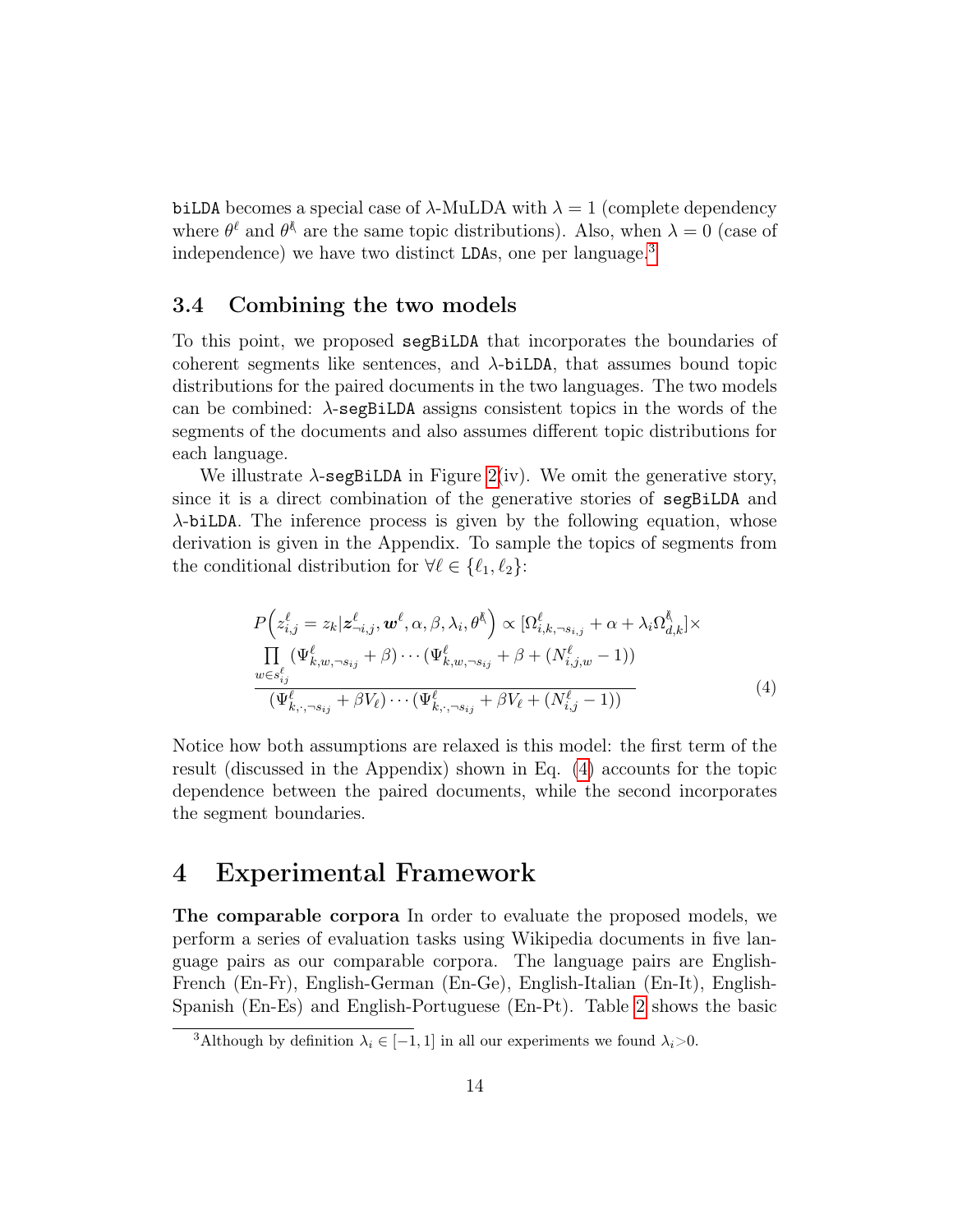biLDA becomes a special case of $\lambda$-MuLDA with $\lambda = 1$ (complete dependency where $\theta^\ell$ and $\theta^{\not\ell}$ are the same topic distributions). Also, when $\lambda = 0$ (case of independence) we have two distinct LDAs, one per language.[3]

### 3.4 Combining the two models

To this point, we proposed segBiLDA that incorporates the boundaries of coherent segments like sentences, and $\lambda$-biLDA, that assumes bound topic distributions for the paired documents in the two languages. The two models can be combined: $\lambda$-segBiLDA assigns consistent topics in the words of the segments of the documents and also assumes different topic distributions for each language.

We illustrate $\lambda$-segBiLDA in Figure 2(iv). We omit the generative story, since it is a direct combination of the generative stories of segBiLDA and $\lambda$-biLDA. The inference process is given by the following equation, whose derivation is given in the Appendix. To sample the topics of segments from the conditional distribution for $\forall \ell \in \{\ell_1, \ell_2\}$:

$$P\Big(z^\ell_{i,j} = z_k | \boldsymbol{z}^\ell_{\neg i,j}, \boldsymbol{w}^\ell, \alpha, \beta, \lambda_i, \theta^{\not\ell}\Big) \propto [\Omega^\ell_{i,k,\neg s_{i,j}} + \alpha + \lambda_i \Omega^{\not\ell}_{d,k}] \times \frac{\prod_{w \in s^\ell_{ij}} (\Psi^\ell_{k,w,\neg s_{ij}} + \beta) \cdots (\Psi^\ell_{k,w,\neg s_{ij}} + \beta + (N^\ell_{i,j,w} - 1))}{(\Psi^\ell_{k,\cdot,\neg s_{ij}} + \beta V_\ell) \cdots (\Psi^\ell_{k,\cdot,\neg s_{ij}} + \beta V_\ell + (N^\ell_{i,j} - 1))} \tag{4}$$

Notice how both assumptions are relaxed is this model: the first term of the result (discussed in the Appendix) shown in Eq. (4) accounts for the topic dependence between the paired documents, while the second incorporates the segment boundaries.

## 4 Experimental Framework

**The comparable corpora** In order to evaluate the proposed models, we perform a series of evaluation tasks using Wikipedia documents in five language pairs as our comparable corpora. The language pairs are English-French (En-Fr), English-German (En-Ge), English-Italian (En-It), English-Spanish (En-Es) and English-Portuguese (En-Pt). Table 2 shows the basic

[3] Although by definition $\lambda_i \in [-1, 1]$ in all our experiments we found $\lambda_i > 0$.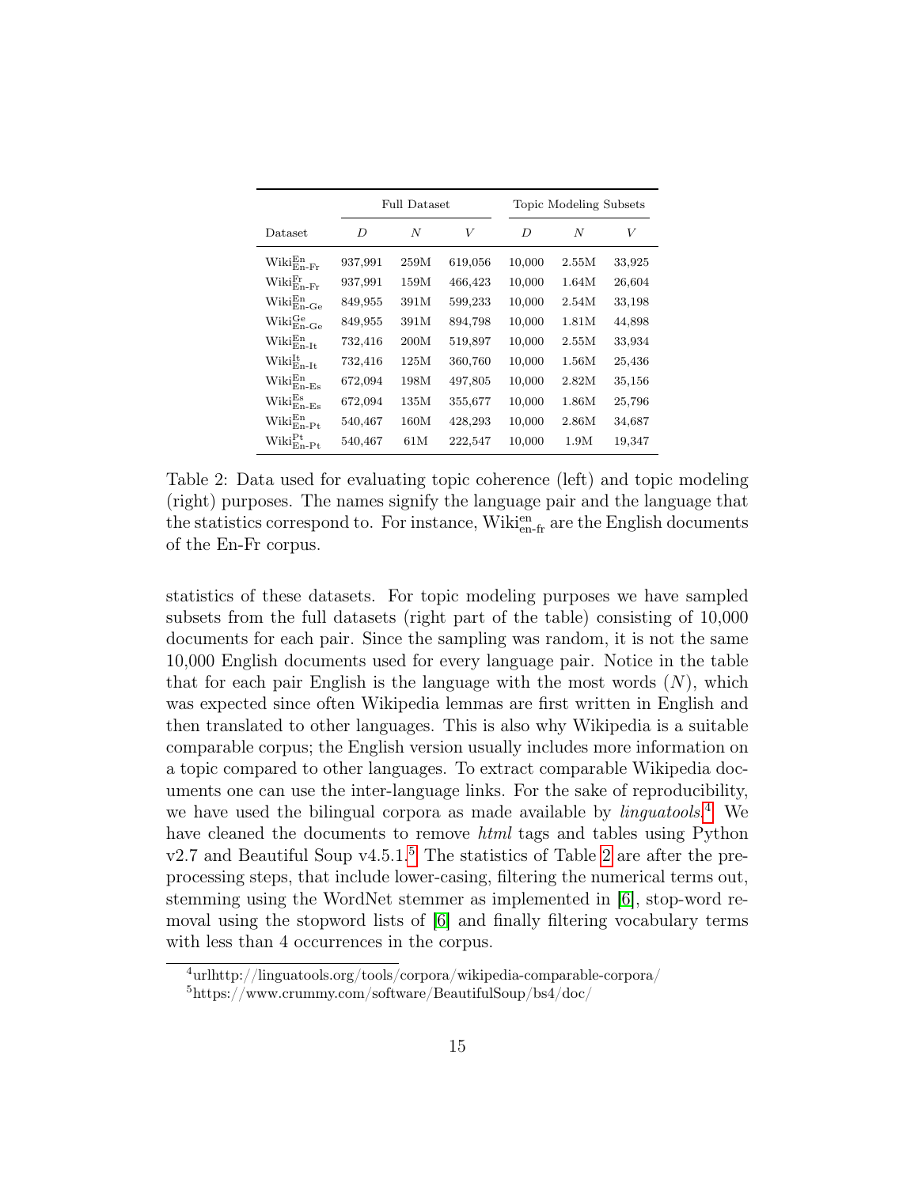| Dataset | Full Dataset | | | Topic Modeling Subsets | | |
|---|---|---|---|---|---|---|
| | $D$ | $N$ | $V$ | $D$ | $N$ | $V$ |
| $\text{Wiki}^{\text{En}}_{\text{En-Fr}}$ | 937,991 | 259M | 619,056 | 10,000 | 2.55M | 33,925 |
| $\text{Wiki}^{\text{Fr}}_{\text{En-Fr}}$ | 937,991 | 159M | 466,423 | 10,000 | 1.64M | 26,604 |
| $\text{Wiki}^{\text{En}}_{\text{En-Ge}}$ | 849,955 | 391M | 599,233 | 10,000 | 2.54M | 33,198 |
| $\text{Wiki}^{\text{Ge}}_{\text{En-Ge}}$ | 849,955 | 391M | 894,798 | 10,000 | 1.81M | 44,898 |
| $\text{Wiki}^{\text{En}}_{\text{En-It}}$ | 732,416 | 200M | 519,897 | 10,000 | 2.55M | 33,934 |
| $\text{Wiki}^{\text{It}}_{\text{En-It}}$ | 732,416 | 125M | 360,760 | 10,000 | 1.56M | 25,436 |
| $\text{Wiki}^{\text{En}}_{\text{En-Es}}$ | 672,094 | 198M | 497,805 | 10,000 | 2.82M | 35,156 |
| $\text{Wiki}^{\text{Es}}_{\text{En-Es}}$ | 672,094 | 135M | 355,677 | 10,000 | 1.86M | 25,796 |
| $\text{Wiki}^{\text{En}}_{\text{En-Pt}}$ | 540,467 | 160M | 428,293 | 10,000 | 2.86M | 34,687 |
| $\text{Wiki}^{\text{Pt}}_{\text{En-Pt}}$ | 540,467 | 61M | 222,547 | 10,000 | 1.9M | 19,347 |

Table 2: Data used for evaluating topic coherence (left) and topic modeling (right) purposes. The names signify the language pair and the language that the statistics correspond to. For instance, $\text{Wiki}^{\text{en}}_{\text{en-fr}}$ are the English documents of the En-Fr corpus.

statistics of these datasets. For topic modeling purposes we have sampled subsets from the full datasets (right part of the table) consisting of 10,000 documents for each pair. Since the sampling was random, it is not the same 10,000 English documents used for every language pair. Notice in the table that for each pair English is the language with the most words ($N$), which was expected since often Wikipedia lemmas are first written in English and then translated to other languages. This is also why Wikipedia is a suitable comparable corpus; the English version usually includes more information on a topic compared to other languages. To extract comparable Wikipedia documents one can use the inter-language links. For the sake of reproducibility, we have used the bilingual corpora as made available by *linguatools*.[4] We have cleaned the documents to remove *html* tags and tables using Python v2.7 and Beautiful Soup v4.5.1.[5] The statistics of Table 2 are after the pre-processing steps, that include lower-casing, filtering the numerical terms out, stemming using the WordNet stemmer as implemented in [6], stop-word removal using the stopword lists of [6] and finally filtering vocabulary terms with less than 4 occurrences in the corpus.

[4] urlhttp://linguatools.org/tools/corpora/wikipedia-comparable-corpora/

[5] https://www.crummy.com/software/BeautifulSoup/bs4/doc/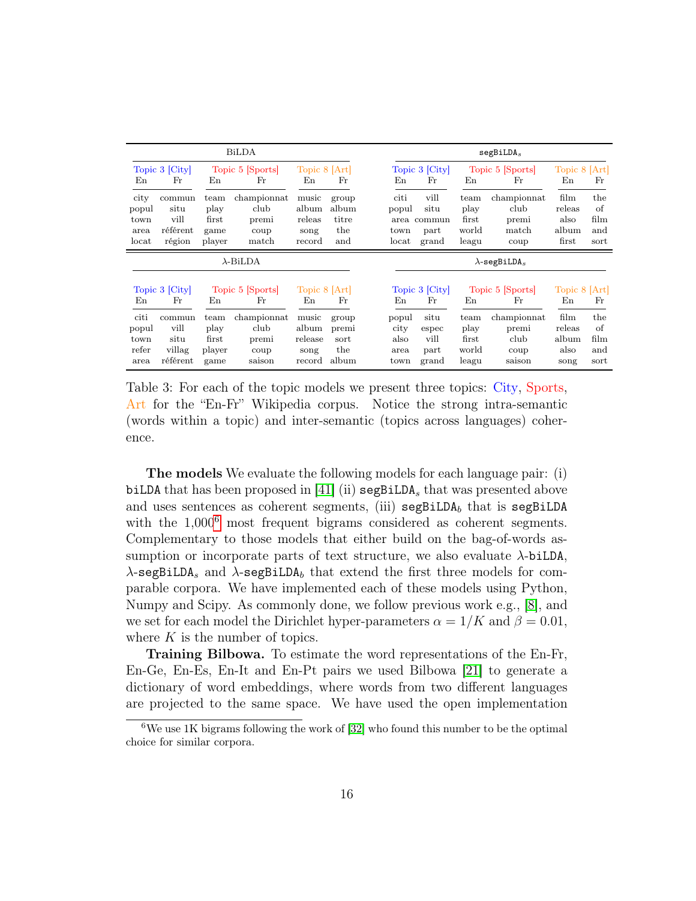| BiLDA | | | | | | segBiLDA$_s$ | | | | | |
|---|---|---|---|---|---|---|---|---|---|---|---|
| Topic 3 [City] | | Topic 5 [Sports] | | Topic 8 [Art] | | Topic 3 [City] | | Topic 5 [Sports] | | Topic 8 [Art] | |
| En | Fr | En | Fr | En | Fr | En | Fr | En | Fr | En | Fr |
| city | commun | team | championnat | music | group | citi | vill | team | championnat | film | the |
| popul | situ | play | club | album | album | popul | situ | play | club | releas | of |
| town | vill | first | premi | releas | titre | area | commun | first | premi | also | film |
| area | référent | game | coup | song | the | town | part | world | match | album | and |
| locat | région | player | match | record | and | locat | grand | leagu | coup | first | sort |

| λ-BiLDA | | | | | | λ-segBiLDA$_s$ | | | | | |
|---|---|---|---|---|---|---|---|---|---|---|---|
| Topic 3 [City] | | Topic 5 [Sports] | | Topic 8 [Art] | | Topic 3 [City] | | Topic 5 [Sports] | | Topic 8 [Art] | |
| En | Fr | En | Fr | En | Fr | En | Fr | En | Fr | En | Fr |
| citi | commun | team | championnat | music | group | popul | situ | team | championnat | film | the |
| popul | vill | play | club | album | premi | city | espec | play | premi | releas | of |
| town | situ | first | premi | release | sort | also | vill | first | club | album | film |
| refer | villag | player | coup | song | the | area | part | world | coup | also | and |
| area | référent | game | saison | record | album | town | grand | leagu | saison | song | sort |

Table 3: For each of the topic models we present three topics: City, Sports, Art for the "En-Fr" Wikipedia corpus. Notice the strong intra-semantic (words within a topic) and inter-semantic (topics across languages) coherence.

**The models** We evaluate the following models for each language pair: (i) `biLDA` that has been proposed in [41] (ii) `segBiLDA`$_s$ that was presented above and uses sentences as coherent segments, (iii) `segBiLDA`$_b$ that is `segBiLDA` with the 1,000[6] most frequent bigrams considered as coherent segments. Complementary to those models that either build on the bag-of-words assumption or incorporate parts of text structure, we also evaluate λ-`biLDA`, λ-`segBiLDA`$_s$ and λ-`segBiLDA`$_b$ that extend the first three models for comparable corpora. We have implemented each of these models using Python, Numpy and Scipy. As commonly done, we follow previous work e.g., [8], and we set for each model the Dirichlet hyper-parameters $\alpha = 1/K$ and $\beta = 0.01$, where $K$ is the number of topics.

**Training Bilbowa.** To estimate the word representations of the En-Fr, En-Ge, En-Es, En-It and En-Pt pairs we used Bilbowa [21] to generate a dictionary of word embeddings, where words from two different languages are projected to the same space. We have used the open implementation

[6] We use 1K bigrams following the work of [32] who found this number to be the optimal choice for similar corpora.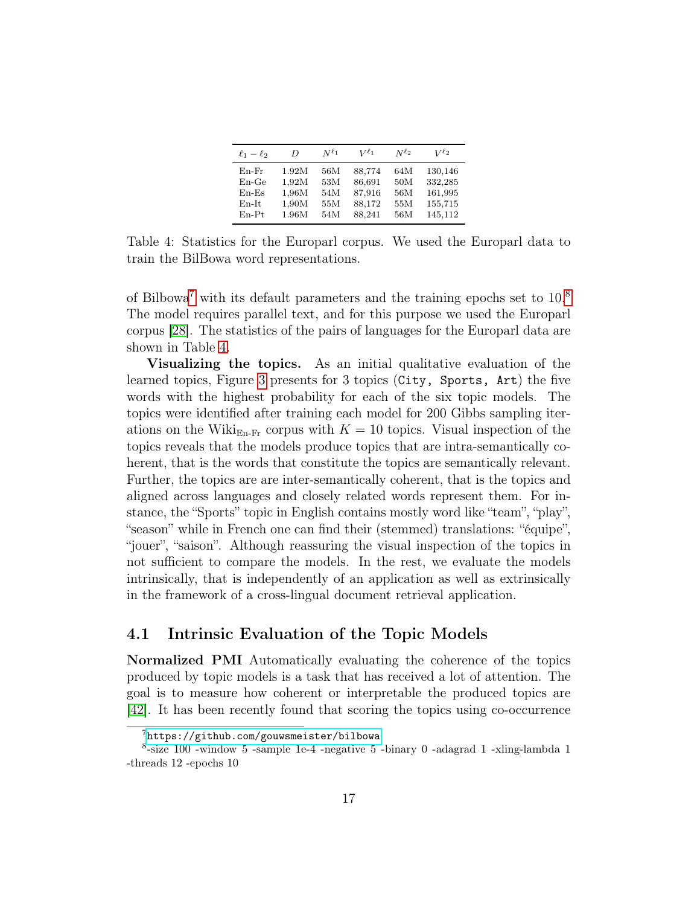| $\ell_1 - \ell_2$ | $D$ | $N^{\ell_1}$ | $V^{\ell_1}$ | $N^{\ell_2}$ | $V^{\ell_2}$ |
|---|---|---|---|---|---|
| En-Fr | 1.92M | 56M | 88,774 | 64M | 130,146 |
| En-Ge | 1,92M | 53M | 86,691 | 50M | 332,285 |
| En-Es | 1,96M | 54M | 87,916 | 56M | 161,995 |
| En-It | 1,90M | 55M | 88,172 | 55M | 155,715 |
| En-Pt | 1.96M | 54M | 88,241 | 56M | 145,112 |

Table 4: Statistics for the Europarl corpus. We used the Europarl data to train the BilBowa word representations.

of Bilbowa[7] with its default parameters and the training epochs set to 10.[8] The model requires parallel text, and for this purpose we used the Europarl corpus [28]. The statistics of the pairs of languages for the Europarl data are shown in Table 4.

**Visualizing the topics.** As an initial qualitative evaluation of the learned topics, Figure 3 presents for 3 topics (`City, Sports, Art`) the five words with the highest probability for each of the six topic models. The topics were identified after training each model for 200 Gibbs sampling iterations on the $\text{Wiki}_{\text{En-Fr}}$ corpus with $K = 10$ topics. Visual inspection of the topics reveals that the models produce topics that are intra-semantically coherent, that is the words that constitute the topics are semantically relevant. Further, the topics are are inter-semantically coherent, that is the topics and aligned across languages and closely related words represent them. For instance, the "Sports" topic in English contains mostly word like "team", "play", "season" while in French one can find their (stemmed) translations: "équipe", "jouer", "saison". Although reassuring the visual inspection of the topics in not sufficient to compare the models. In the rest, we evaluate the models intrinsically, that is independently of an application as well as extrinsically in the framework of a cross-lingual document retrieval application.

## 4.1 Intrinsic Evaluation of the Topic Models

**Normalized PMI** Automatically evaluating the coherence of the topics produced by topic models is a task that has received a lot of attention. The goal is to measure how coherent or interpretable the produced topics are [42]. It has been recently found that scoring the topics using co-occurrence

[7] https://github.com/gouwsmeister/bilbowa

[8] -size 100 -window 5 -sample 1e-4 -negative 5 -binary 0 -adagrad 1 -xling-lambda 1 -threads 12 -epochs 10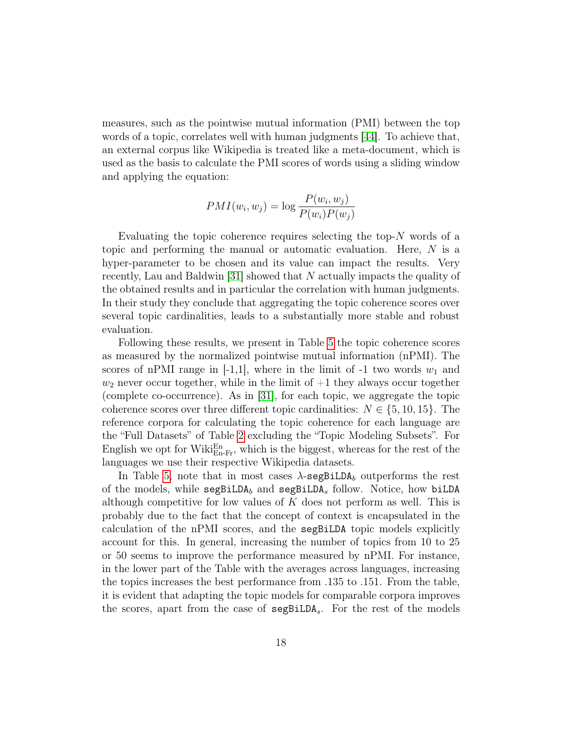measures, such as the pointwise mutual information (PMI) between the top words of a topic, correlates well with human judgments [44]. To achieve that, an external corpus like Wikipedia is treated like a meta-document, which is used as the basis to calculate the PMI scores of words using a sliding window and applying the equation:

$$PMI(w_i, w_j) = \log \frac{P(w_i, w_j)}{P(w_i)P(w_j)}$$

Evaluating the topic coherence requires selecting the top-$N$ words of a topic and performing the manual or automatic evaluation. Here, $N$ is a hyper-parameter to be chosen and its value can impact the results. Very recently, Lau and Baldwin [31] showed that $N$ actually impacts the quality of the obtained results and in particular the correlation with human judgments. In their study they conclude that aggregating the topic coherence scores over several topic cardinalities, leads to a substantially more stable and robust evaluation.

Following these results, we present in Table 5 the topic coherence scores as measured by the normalized pointwise mutual information (nPMI). The scores of nPMI range in [-1,1], where in the limit of -1 two words $w_1$ and $w_2$ never occur together, while in the limit of $+1$ they always occur together (complete co-occurrence). As in [31], for each topic, we aggregate the topic coherence scores over three different topic cardinalities: $N \in \{5, 10, 15\}$. The reference corpora for calculating the topic coherence for each language are the "Full Datasets" of Table 2 excluding the "Topic Modeling Subsets". For English we opt for $\text{Wiki}^{\text{En}}_{\text{En-Fr}}$, which is the biggest, whereas for the rest of the languages we use their respective Wikipedia datasets.

In Table 5, note that in most cases $\lambda$-`segBiLDA`$_b$ outperforms the rest of the models, while `segBiLDA`$_b$ and `segBiLDA`$_s$ follow. Notice, how `biLDA` although competitive for low values of $K$ does not perform as well. This is probably due to the fact that the concept of context is encapsulated in the calculation of the nPMI scores, and the `segBiLDA` topic models explicitly account for this. In general, increasing the number of topics from 10 to 25 or 50 seems to improve the performance measured by nPMI. For instance, in the lower part of the Table with the averages across languages, increasing the topics increases the best performance from .135 to .151. From the table, it is evident that adapting the topic models for comparable corpora improves the scores, apart from the case of `segBiLDA`$_s$. For the rest of the models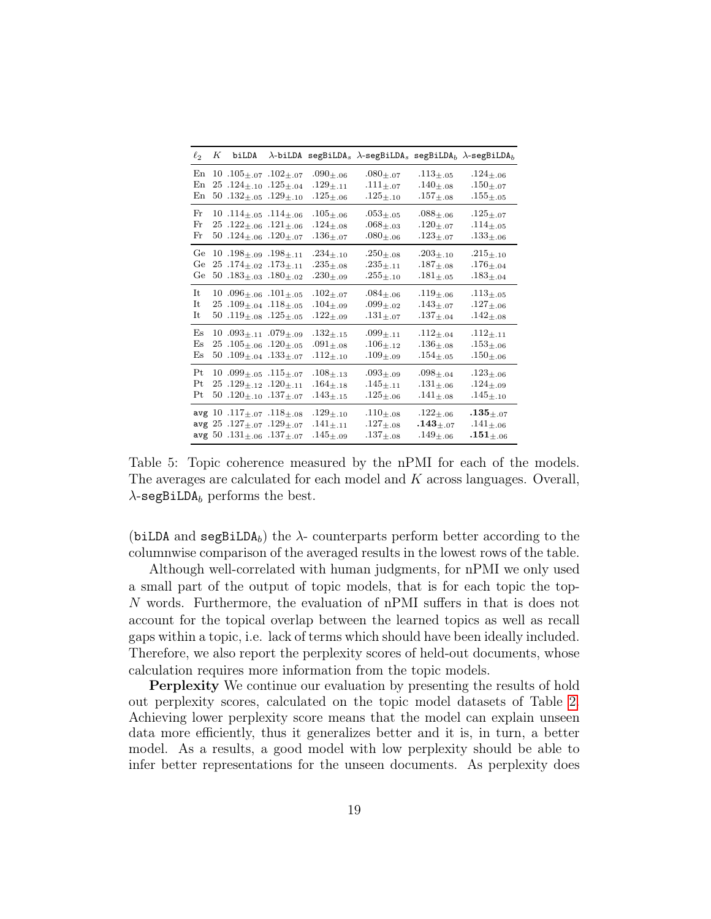| $\ell_2$ | $K$ | `biLDA` | $\lambda$-`biLDA` | `segBiLDA`$_s$ | $\lambda$-`segBiLDA`$_s$ | `segBiLDA`$_b$ | $\lambda$-`segBiLDA`$_b$ |
|---|---|---|---|---|---|---|---|
| En | 10 | $.105_{\pm.07}$ | $.102_{\pm.07}$ | $.090_{\pm.06}$ | $.080_{\pm.07}$ | $.113_{\pm.05}$ | $.124_{\pm.06}$ |
| En | 25 | $.124_{\pm.10}$ | $.125_{\pm.04}$ | $.129_{\pm.11}$ | $.111_{\pm.07}$ | $.140_{\pm.08}$ | $.150_{\pm.07}$ |
| En | 50 | $.132_{\pm.05}$ | $.129_{\pm.10}$ | $.125_{\pm.06}$ | $.125_{\pm.10}$ | $.157_{\pm.08}$ | $.155_{\pm.05}$ |
| Fr | 10 | $.114_{\pm.05}$ | $.114_{\pm.06}$ | $.105_{\pm.06}$ | $.053_{\pm.05}$ | $.088_{\pm.06}$ | $.125_{\pm.07}$ |
| Fr | 25 | $.122_{\pm.06}$ | $.121_{\pm.06}$ | $.124_{\pm.08}$ | $.068_{\pm.03}$ | $.120_{\pm.07}$ | $.114_{\pm.05}$ |
| Fr | 50 | $.124_{\pm.06}$ | $.120_{\pm.07}$ | $.136_{\pm.07}$ | $.080_{\pm.06}$ | $.123_{\pm.07}$ | $.133_{\pm.06}$ |
| Ge | 10 | $.198_{\pm.09}$ | $.198_{\pm.11}$ | $.234_{\pm.10}$ | $.250_{\pm.08}$ | $.203_{\pm.10}$ | $.215_{\pm.10}$ |
| Ge | 25 | $.174_{\pm.02}$ | $.173_{\pm.11}$ | $.235_{\pm.08}$ | $.235_{\pm.11}$ | $.187_{\pm.08}$ | $.176_{\pm.04}$ |
| Ge | 50 | $.183_{\pm.03}$ | $.180_{\pm.02}$ | $.230_{\pm.09}$ | $.255_{\pm.10}$ | $.181_{\pm.05}$ | $.183_{\pm.04}$ |
| It | 10 | $.096_{\pm.06}$ | $.101_{\pm.05}$ | $.102_{\pm.07}$ | $.084_{\pm.06}$ | $.119_{\pm.06}$ | $.113_{\pm.05}$ |
| It | 25 | $.109_{\pm.04}$ | $.118_{\pm.05}$ | $.104_{\pm.09}$ | $.099_{\pm.02}$ | $.143_{\pm.07}$ | $.127_{\pm.06}$ |
| It | 50 | $.119_{\pm.08}$ | $.125_{\pm.05}$ | $.122_{\pm.09}$ | $.131_{\pm.07}$ | $.137_{\pm.04}$ | $.142_{\pm.08}$ |
| Es | 10 | $.093_{\pm.11}$ | $.079_{\pm.09}$ | $.132_{\pm.15}$ | $.099_{\pm.11}$ | $.112_{\pm.04}$ | $.112_{\pm.11}$ |
| Es | 25 | $.105_{\pm.06}$ | $.120_{\pm.05}$ | $.091_{\pm.08}$ | $.106_{\pm.12}$ | $.136_{\pm.08}$ | $.153_{\pm.06}$ |
| Es | 50 | $.109_{\pm.04}$ | $.133_{\pm.07}$ | $.112_{\pm.10}$ | $.109_{\pm.09}$ | $.154_{\pm.05}$ | $.150_{\pm.06}$ |
| Pt | 10 | $.099_{\pm.05}$ | $.115_{\pm.07}$ | $.108_{\pm.13}$ | $.093_{\pm.09}$ | $.098_{\pm.04}$ | $.123_{\pm.06}$ |
| Pt | 25 | $.129_{\pm.12}$ | $.120_{\pm.11}$ | $.164_{\pm.18}$ | $.145_{\pm.11}$ | $.131_{\pm.06}$ | $.124_{\pm.09}$ |
| Pt | 50 | $.120_{\pm.10}$ | $.137_{\pm.07}$ | $.143_{\pm.15}$ | $.125_{\pm.06}$ | $.141_{\pm.08}$ | $.145_{\pm.10}$ |
| `avg` | 10 | $.117_{\pm.07}$ | $.118_{\pm.08}$ | $.129_{\pm.10}$ | $.110_{\pm.08}$ | $.122_{\pm.06}$ | $\mathbf{.135}_{\pm.07}$ |
| `avg` | 25 | $.127_{\pm.07}$ | $.129_{\pm.07}$ | $.141_{\pm.11}$ | $.127_{\pm.08}$ | $\mathbf{.143}_{\pm.07}$ | $.141_{\pm.06}$ |
| `avg` | 50 | $.131_{\pm.06}$ | $.137_{\pm.07}$ | $.145_{\pm.09}$ | $.137_{\pm.08}$ | $.149_{\pm.06}$ | $\mathbf{.151}_{\pm.06}$ |

Table 5: Topic coherence measured by the nPMI for each of the models. The averages are calculated for each model and $K$ across languages. Overall, $\lambda$-`segBiLDA`$_b$ performs the best.

(`biLDA` and `segBiLDA`$_b$) the $\lambda$- counterparts perform better according to the columnwise comparison of the averaged results in the lowest rows of the table.

Although well-correlated with human judgments, for nPMI we only used a small part of the output of topic models, that is for each topic the top-$N$ words. Furthermore, the evaluation of nPMI suffers in that is does not account for the topical overlap between the learned topics as well as recall gaps within a topic, i.e. lack of terms which should have been ideally included. Therefore, we also report the perplexity scores of held-out documents, whose calculation requires more information from the topic models.

**Perplexity** We continue our evaluation by presenting the results of hold out perplexity scores, calculated on the topic model datasets of Table 2. Achieving lower perplexity score means that the model can explain unseen data more efficiently, thus it generalizes better and it is, in turn, a better model. As a results, a good model with low perplexity should be able to infer better representations for the unseen documents. As perplexity does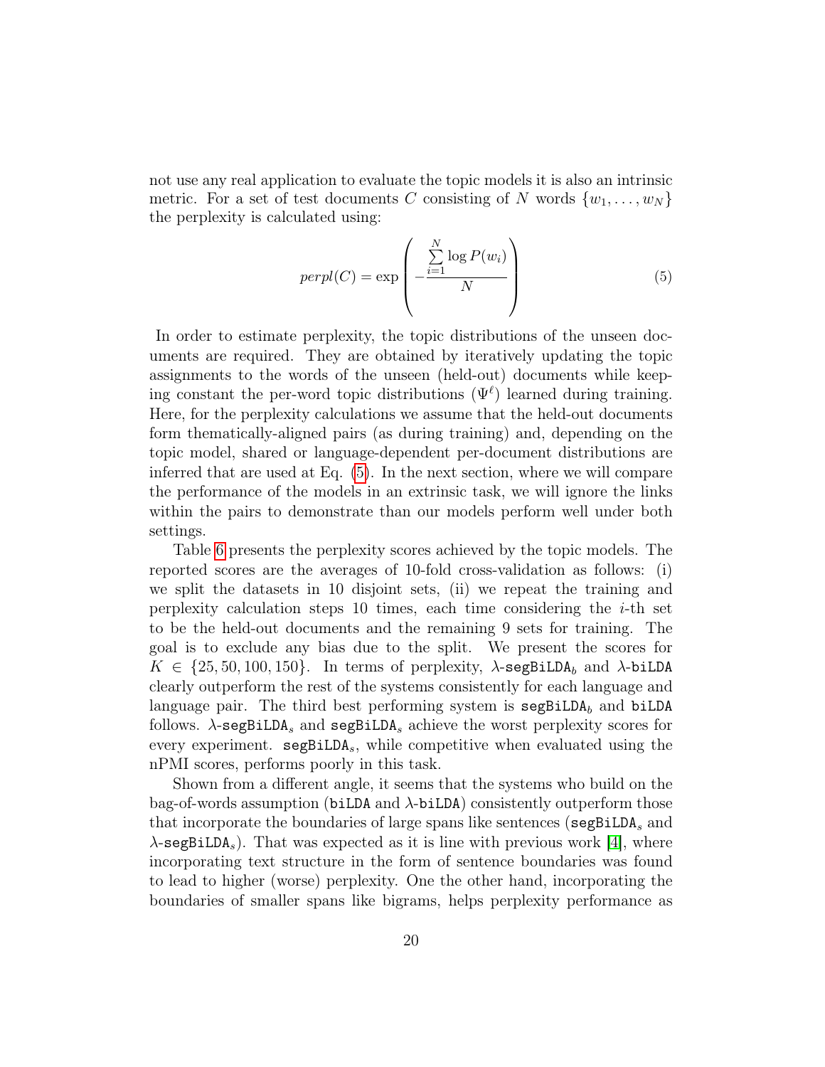not use any real application to evaluate the topic models it is also an intrinsic metric. For a set of test documents $C$ consisting of $N$ words $\{w_1, \ldots, w_N\}$ the perplexity is calculated using:

$$perpl(C) = \exp\left(-\frac{\sum_{i=1}^{N} \log P(w_i)}{N}\right) \tag{5}$$

In order to estimate perplexity, the topic distributions of the unseen documents are required. They are obtained by iteratively updating the topic assignments to the words of the unseen (held-out) documents while keeping constant the per-word topic distributions ($\Psi^{\ell}$) learned during training. Here, for the perplexity calculations we assume that the held-out documents form thematically-aligned pairs (as during training) and, depending on the topic model, shared or language-dependent per-document distributions are inferred that are used at Eq. (5). In the next section, where we will compare the performance of the models in an extrinsic task, we will ignore the links within the pairs to demonstrate than our models perform well under both settings.

Table 6 presents the perplexity scores achieved by the topic models. The reported scores are the averages of 10-fold cross-validation as follows: (i) we split the datasets in 10 disjoint sets, (ii) we repeat the training and perplexity calculation steps 10 times, each time considering the $i$-th set to be the held-out documents and the remaining 9 sets for training. The goal is to exclude any bias due to the split. We present the scores for $K \in \{25, 50, 100, 150\}$. In terms of perplexity, $\lambda$-`segBiLDA`$_b$ and $\lambda$-`biLDA` clearly outperform the rest of the systems consistently for each language and language pair. The third best performing system is `segBiLDA`$_b$ and `biLDA` follows. $\lambda$-`segBiLDA`$_s$ and `segBiLDA`$_s$ achieve the worst perplexity scores for every experiment. `segBiLDA`$_s$, while competitive when evaluated using the nPMI scores, performs poorly in this task.

Shown from a different angle, it seems that the systems who build on the bag-of-words assumption (`biLDA` and $\lambda$-`biLDA`) consistently outperform those that incorporate the boundaries of large spans like sentences (`segBiLDA`$_s$ and $\lambda$-`segBiLDA`$_s$). That was expected as it is line with previous work [4], where incorporating text structure in the form of sentence boundaries was found to lead to higher (worse) perplexity. One the other hand, incorporating the boundaries of smaller spans like bigrams, helps perplexity performance as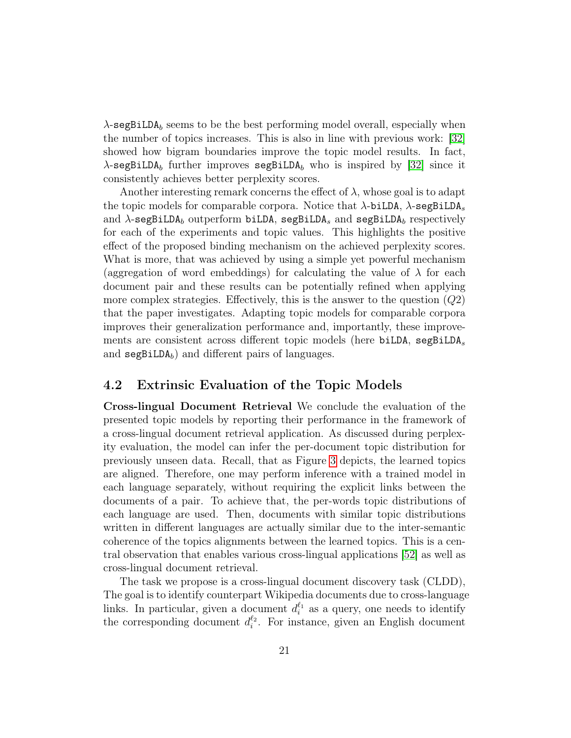$\lambda$-segBiLDA$_b$ seems to be the best performing model overall, especially when the number of topics increases. This is also in line with previous work: [32] showed how bigram boundaries improve the topic model results. In fact, $\lambda$-segBiLDA$_b$ further improves segBiLDA$_b$ who is inspired by [32] since it consistently achieves better perplexity scores.

Another interesting remark concerns the effect of $\lambda$, whose goal is to adapt the topic models for comparable corpora. Notice that $\lambda$-biLDA, $\lambda$-segBiLDA$_s$ and $\lambda$-segBiLDA$_b$ outperform biLDA, segBiLDA$_s$ and segBiLDA$_b$ respectively for each of the experiments and topic values. This highlights the positive effect of the proposed binding mechanism on the achieved perplexity scores. What is more, that was achieved by using a simple yet powerful mechanism (aggregation of word embeddings) for calculating the value of $\lambda$ for each document pair and these results can be potentially refined when applying more complex strategies. Effectively, this is the answer to the question ($Q2$) that the paper investigates. Adapting topic models for comparable corpora improves their generalization performance and, importantly, these improvements are consistent across different topic models (here biLDA, segBiLDA$_s$ and segBiLDA$_b$) and different pairs of languages.

## 4.2 Extrinsic Evaluation of the Topic Models

**Cross-lingual Document Retrieval** We conclude the evaluation of the presented topic models by reporting their performance in the framework of a cross-lingual document retrieval application. As discussed during perplexity evaluation, the model can infer the per-document topic distribution for previously unseen data. Recall, that as Figure 3 depicts, the learned topics are aligned. Therefore, one may perform inference with a trained model in each language separately, without requiring the explicit links between the documents of a pair. To achieve that, the per-words topic distributions of each language are used. Then, documents with similar topic distributions written in different languages are actually similar due to the inter-semantic coherence of the topics alignments between the learned topics. This is a central observation that enables various cross-lingual applications [52] as well as cross-lingual document retrieval.

The task we propose is a cross-lingual document discovery task (CLDD), The goal is to identify counterpart Wikipedia documents due to cross-language links. In particular, given a document $d_i^{\ell_1}$ as a query, one needs to identify the corresponding document $d_i^{\ell_2}$. For instance, given an English document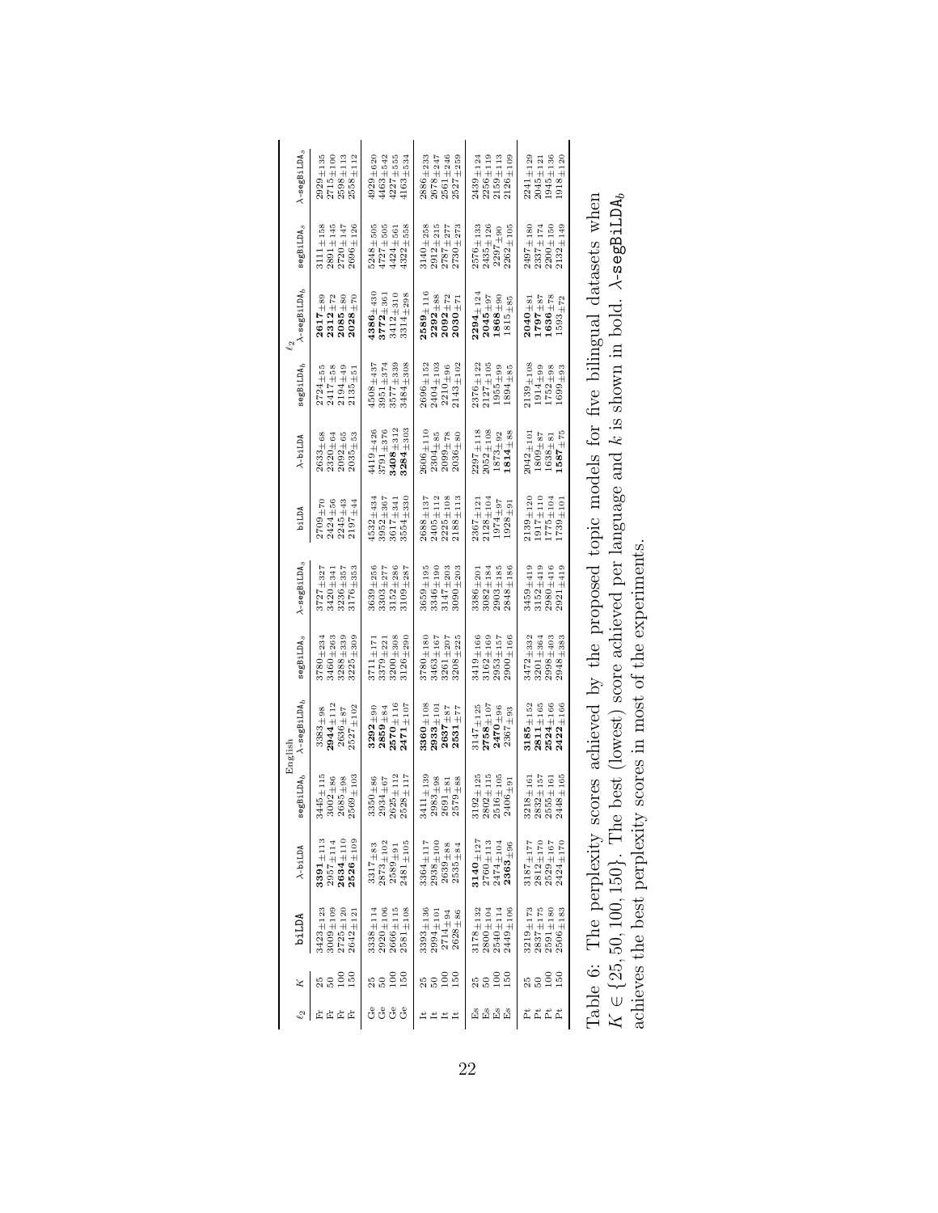| $\ell_2$ | $K$ | English | | | | | | $\ell_2$ | | | | | |
|---|---|---|---|---|---|---|---|---|---|---|---|---|---|
| | | biLDA | $\lambda$-biLDA | segBiLDA$_b$ | $\lambda$-segBiLDA$_b$ | segBiLDA$_s$ | $\lambda$-segBiLDA$_s$ | biLDA | $\lambda$-biLDA | segBiLDA$_b$ | $\lambda$-segBiLDA$_b$ | segBiLDA$_s$ | $\lambda$-segBiLDA$_s$ |
| Fr | 25 | 3423±123 | **3391**±113 | 3445±115 | 3383±98 | 3780±234 | 3727±327 | 2709±70 | 2633±68 | 2724±55 | **2617**±89 | 3111±158 | 2929±135 |
| Fr | 50 | 3009±109 | 2957±114 | 3002±86 | **2944**±112 | 3460±263 | 3420±341 | 2424±56 | 2320±64 | 2417±58 | **2312**±72 | 2891±145 | 2715±100 |
| Fr | 100 | 2725±120 | **2634**±110 | 2685±98 | 2636±87 | 3288±339 | 3236±357 | 2245±43 | 2092±65 | 2194±49 | **2085**±80 | 2720±147 | 2598±113 |
| Fr | 150 | 2642±121 | **2526**±109 | 2569±103 | 2527±102 | 3225±309 | 3176±353 | 2197±44 | 2035±53 | 2135±51 | **2028**±70 | 2696±126 | 2558±112 |
| Ge | 25 | 3338±114 | 3317±83 | 3350±86 | **3292**±90 | 3711±171 | 3639±256 | 4532±434 | 4419±426 | 4508±437 | **4386**±430 | 5248±505 | 4929±620 |
| Ge | 50 | 2920±106 | 2873±102 | 2934±67 | **2859**±84 | 3379±221 | 3303±277 | 3952±367 | 3791±376 | 3951±374 | **3772**±361 | 4727±505 | 4463±542 |
| Ge | 100 | 2666±115 | 2589±91 | 2625±112 | **2570**±116 | 3200±308 | 3152±286 | 3617±341 | **3408**±312 | 3577±339 | 3412±310 | 4424±561 | 4227±555 |
| Ge | 150 | 2581±108 | 2481±105 | 2528±117 | **2471**±107 | 3126±290 | 3109±287 | 3554±330 | **3284**±303 | 3484±308 | 3314±298 | 4322±558 | 4163±534 |
| It | 25 | 3393±136 | 3364±117 | 3411±139 | **3360**±108 | 3780±180 | 3659±195 | 2688±137 | 2606±110 | 2696±152 | **2589**±116 | 3140±258 | 2886±233 |
| It | 50 | 2994±101 | 2938±100 | 2983±98 | **2933**±101 | 3463±167 | 3346±190 | 2405±112 | 2304±85 | 2404±103 | **2292**±88 | 2912±215 | 2678±247 |
| It | 100 | 2714±94 | 2639±88 | 2691±81 | **2637**±87 | 3261±207 | 3147±203 | 2225±108 | 2099±78 | 2210±96 | **2092**±72 | 2787±277 | 2561±246 |
| It | 150 | 2628±86 | 2535±84 | 2579±88 | **2531**±77 | 3208±225 | 3090±203 | 2188±113 | 2036±80 | 2143±102 | **2030**±71 | 2730±273 | 2527±259 |
| Es | 25 | 3178±132 | **3140**±127 | 3192±125 | 3147±125 | 3419±166 | 3386±201 | 2367±121 | 2297±118 | 2376±122 | **2294**±124 | 2576±133 | 2439±124 |
| Es | 50 | 2800±104 | 2760±113 | 2802±115 | **2758**±107 | 3162±169 | 3082±184 | 2128±104 | 2052±108 | 2127±105 | **2045**±97 | 2435±126 | 2256±119 |
| Es | 100 | 2540±114 | 2474±104 | 2516±105 | **2470**±96 | 2953±157 | 2903±185 | 1974±97 | 1873±92 | 1955±99 | **1868**±90 | 2297±90 | 2159±113 |
| Es | 150 | 2449±106 | **2363**±96 | 2406±91 | 2367±93 | 2900±166 | 2848±186 | 1928±91 | **1814**±88 | 1894±85 | 1815±85 | 2262±105 | 2126±109 |
| Pt | 25 | 3219±173 | 3187±177 | 3218±161 | **3185**±152 | 3472±332 | 3459±419 | 2139±120 | 2042±101 | 2139±108 | **2040**±81 | 2497±180 | 2241±129 |
| Pt | 50 | 2837±175 | 2812±170 | 2832±157 | **2811**±165 | 3201±364 | 3152±419 | 1917±110 | 1809±87 | 1914±99 | **1797**±87 | 2337±174 | 2045±121 |
| Pt | 100 | 2591±180 | 2529±167 | 2555±161 | **2524**±166 | 2998±403 | 2980±416 | 1775±104 | 1638±81 | 1752±98 | **1636**±78 | 2200±150 | 1945±136 |
| Pt | 150 | 2506±183 | 2424±170 | 2448±165 | **2422**±166 | 2948±383 | 2921±419 | 1739±101 | **1587**±75 | 1699±93 | 1593±72 | 2132±149 | 1918±120 |

Table 6: The perplexity scores achieved by the proposed topic models for five bilingual datasets when $K \in \{25, 50, 100, 150\}$. The best (lowest) score achieved per language and $k$ is shown in bold. $\lambda$-segBiLDA$_b$ achieves the best perplexity scores in most of the experiments.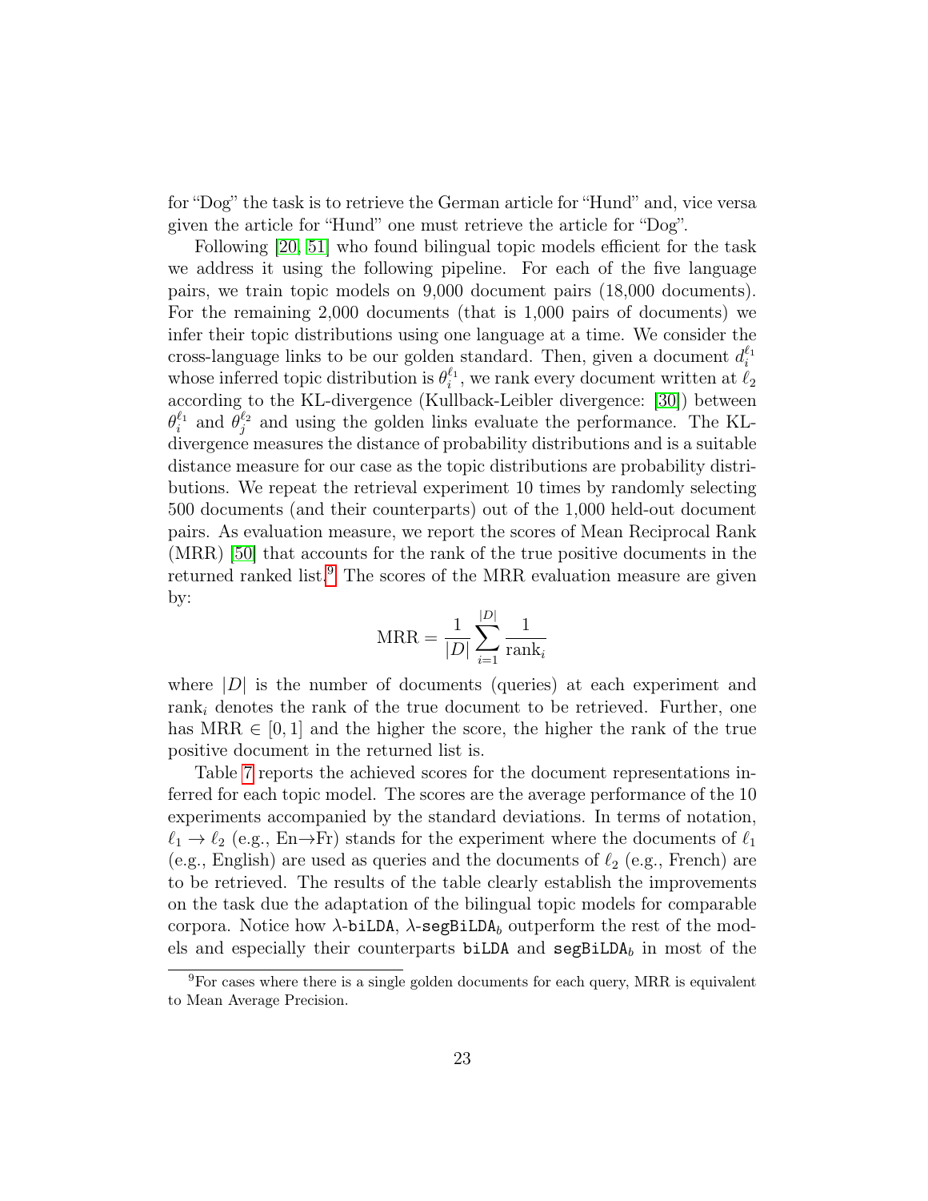for "Dog" the task is to retrieve the German article for "Hund" and, vice versa given the article for "Hund" one must retrieve the article for "Dog".

Following [20, 51] who found bilingual topic models efficient for the task we address it using the following pipeline. For each of the five language pairs, we train topic models on 9,000 document pairs (18,000 documents). For the remaining 2,000 documents (that is 1,000 pairs of documents) we infer their topic distributions using one language at a time. We consider the cross-language links to be our golden standard. Then, given a document $d_i^{\ell_1}$ whose inferred topic distribution is $\theta_i^{\ell_1}$, we rank every document written at $\ell_2$ according to the KL-divergence (Kullback-Leibler divergence: [30]) between $\theta_i^{\ell_1}$ and $\theta_j^{\ell_2}$ and using the golden links evaluate the performance. The KL-divergence measures the distance of probability distributions and is a suitable distance measure for our case as the topic distributions are probability distributions. We repeat the retrieval experiment 10 times by randomly selecting 500 documents (and their counterparts) out of the 1,000 held-out document pairs. As evaluation measure, we report the scores of Mean Reciprocal Rank (MRR) [50] that accounts for the rank of the true positive documents in the returned ranked list.[9] The scores of the MRR evaluation measure are given by:

$$\text{MRR} = \frac{1}{|D|} \sum_{i=1}^{|D|} \frac{1}{\text{rank}_i}$$

where $|D|$ is the number of documents (queries) at each experiment and $\text{rank}_i$ denotes the rank of the true document to be retrieved. Further, one has $\text{MRR} \in [0, 1]$ and the higher the score, the higher the rank of the true positive document in the returned list is.

Table 7 reports the achieved scores for the document representations inferred for each topic model. The scores are the average performance of the 10 experiments accompanied by the standard deviations. In terms of notation, $\ell_1 \rightarrow \ell_2$ (e.g., En→Fr) stands for the experiment where the documents of $\ell_1$ (e.g., English) are used as queries and the documents of $\ell_2$ (e.g., French) are to be retrieved. The results of the table clearly establish the improvements on the task due the adaptation of the bilingual topic models for comparable corpora. Notice how $\lambda$-`biLDA`, $\lambda$-`segBiLDA`$_b$ outperform the rest of the models and especially their counterparts `biLDA` and `segBiLDA`$_b$ in most of the

[9] For cases where there is a single golden documents for each query, MRR is equivalent to Mean Average Precision.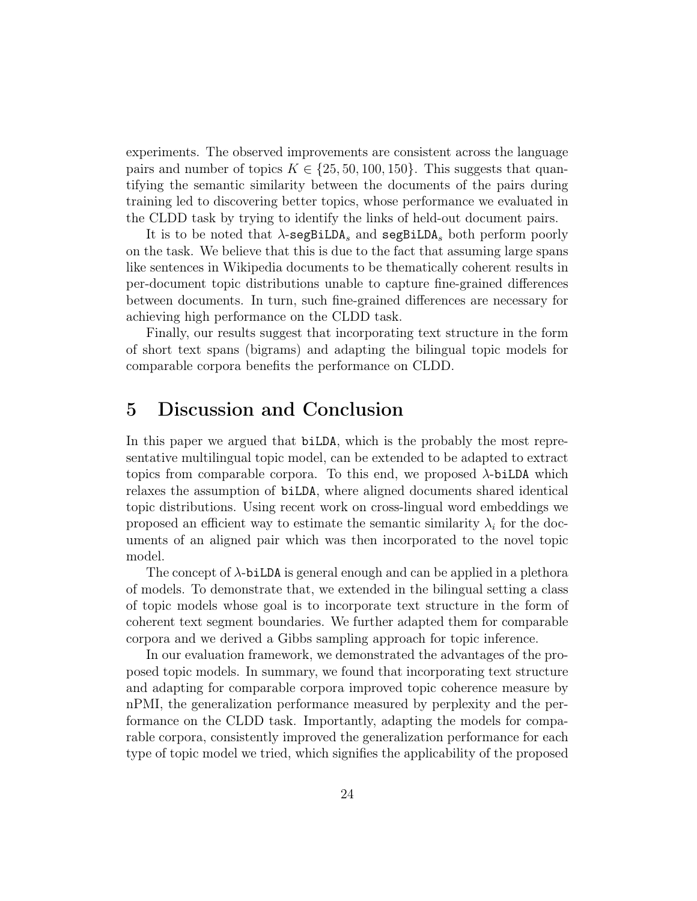experiments. The observed improvements are consistent across the language pairs and number of topics $K \in \{25, 50, 100, 150\}$. This suggests that quantifying the semantic similarity between the documents of the pairs during training led to discovering better topics, whose performance we evaluated in the CLDD task by trying to identify the links of held-out document pairs.

It is to be noted that $\lambda$-`segBiLDA`$_s$ and `segBiLDA`$_s$ both perform poorly on the task. We believe that this is due to the fact that assuming large spans like sentences in Wikipedia documents to be thematically coherent results in per-document topic distributions unable to capture fine-grained differences between documents. In turn, such fine-grained differences are necessary for achieving high performance on the CLDD task.

Finally, our results suggest that incorporating text structure in the form of short text spans (bigrams) and adapting the bilingual topic models for comparable corpora benefits the performance on CLDD.

# 5 Discussion and Conclusion

In this paper we argued that `biLDA`, which is the probably the most representative multilingual topic model, can be extended to be adapted to extract topics from comparable corpora. To this end, we proposed $\lambda$-`biLDA` which relaxes the assumption of `biLDA`, where aligned documents shared identical topic distributions. Using recent work on cross-lingual word embeddings we proposed an efficient way to estimate the semantic similarity $\lambda_i$ for the documents of an aligned pair which was then incorporated to the novel topic model.

The concept of $\lambda$-`biLDA` is general enough and can be applied in a plethora of models. To demonstrate that, we extended in the bilingual setting a class of topic models whose goal is to incorporate text structure in the form of coherent text segment boundaries. We further adapted them for comparable corpora and we derived a Gibbs sampling approach for topic inference.

In our evaluation framework, we demonstrated the advantages of the proposed topic models. In summary, we found that incorporating text structure and adapting for comparable corpora improved topic coherence measure by nPMI, the generalization performance measured by perplexity and the performance on the CLDD task. Importantly, adapting the models for comparable corpora, consistently improved the generalization performance for each type of topic model we tried, which signifies the applicability of the proposed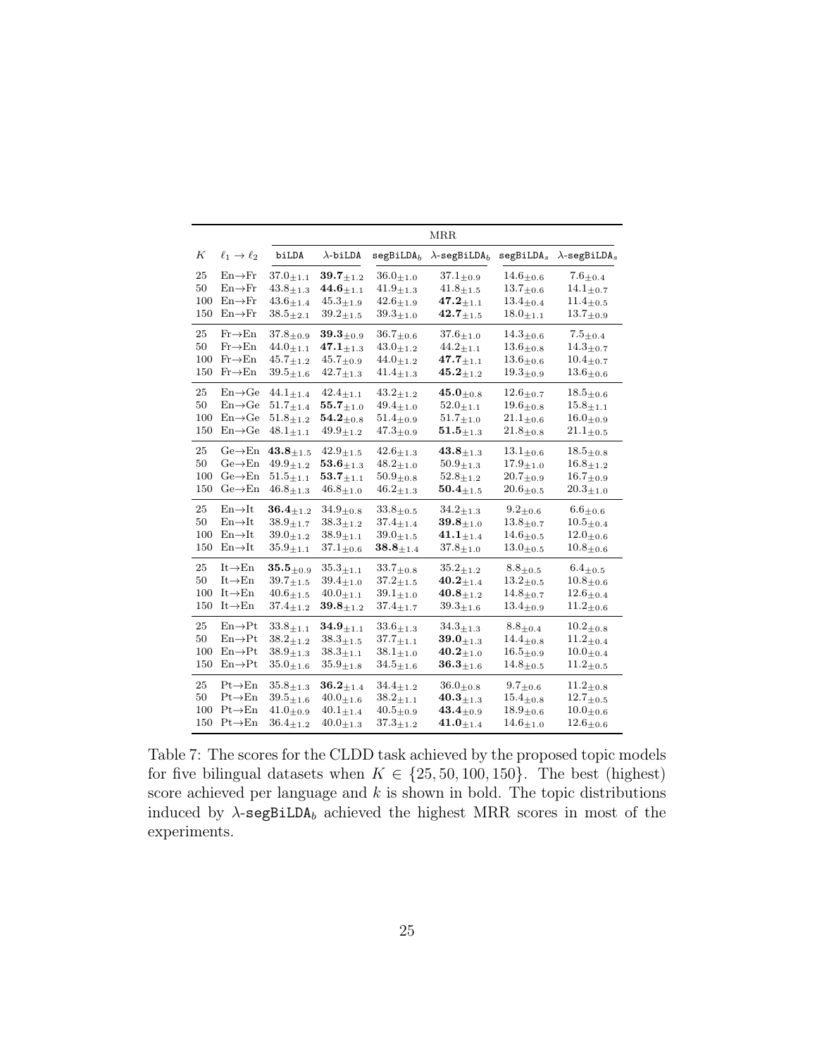| | | MRR | | | | | |
|---|---|---|---|---|---|---|---|
| $K$ | $\ell_1 \rightarrow \ell_2$ | biLDA | $\lambda$-biLDA | segBiLDA$_b$ | $\lambda$-segBiLDA$_b$ | segBiLDA$_s$ | $\lambda$-segBiLDA$_s$ |
| 25 | En→Fr | $37.0_{\pm 1.1}$ | $\mathbf{39.7}_{\pm 1.2}$ | $36.0_{\pm 1.0}$ | $37.1_{\pm 0.9}$ | $14.6_{\pm 0.6}$ | $7.6_{\pm 0.4}$ |
| 50 | En→Fr | $43.8_{\pm 1.3}$ | $\mathbf{44.6}_{\pm 1.1}$ | $41.9_{\pm 1.3}$ | $41.8_{\pm 1.5}$ | $13.7_{\pm 0.6}$ | $14.1_{\pm 0.7}$ |
| 100 | En→Fr | $43.6_{\pm 1.4}$ | $45.3_{\pm 1.9}$ | $42.6_{\pm 1.9}$ | $\mathbf{47.2}_{\pm 1.1}$ | $13.4_{\pm 0.4}$ | $11.4_{\pm 0.5}$ |
| 150 | En→Fr | $38.5_{\pm 2.1}$ | $39.2_{\pm 1.5}$ | $39.3_{\pm 1.0}$ | $\mathbf{42.7}_{\pm 1.5}$ | $18.0_{\pm 1.1}$ | $13.7_{\pm 0.9}$ |
| 25 | Fr→En | $37.8_{\pm 0.9}$ | $\mathbf{39.3}_{\pm 0.9}$ | $36.7_{\pm 0.6}$ | $37.6_{\pm 1.0}$ | $14.3_{\pm 0.6}$ | $7.5_{\pm 0.4}$ |
| 50 | Fr→En | $44.0_{\pm 1.1}$ | $\mathbf{47.1}_{\pm 1.3}$ | $43.0_{\pm 1.2}$ | $44.2_{\pm 1.1}$ | $13.6_{\pm 0.8}$ | $14.3_{\pm 0.7}$ |
| 100 | Fr→En | $45.7_{\pm 1.2}$ | $45.7_{\pm 0.9}$ | $44.0_{\pm 1.2}$ | $\mathbf{47.7}_{\pm 1.1}$ | $13.6_{\pm 0.6}$ | $10.4_{\pm 0.7}$ |
| 150 | Fr→En | $39.5_{\pm 1.6}$ | $42.7_{\pm 1.3}$ | $41.4_{\pm 1.3}$ | $\mathbf{45.2}_{\pm 1.2}$ | $19.3_{\pm 0.9}$ | $13.6_{\pm 0.6}$ |
| 25 | En→Ge | $44.1_{\pm 1.4}$ | $42.4_{\pm 1.1}$ | $43.2_{\pm 1.2}$ | $\mathbf{45.0}_{\pm 0.8}$ | $12.6_{\pm 0.7}$ | $18.5_{\pm 0.6}$ |
| 50 | En→Ge | $51.7_{\pm 1.4}$ | $\mathbf{55.7}_{\pm 1.0}$ | $49.4_{\pm 1.0}$ | $52.0_{\pm 1.1}$ | $19.6_{\pm 0.8}$ | $15.8_{\pm 1.1}$ |
| 100 | En→Ge | $51.8_{\pm 1.2}$ | $\mathbf{54.2}_{\pm 0.8}$ | $51.4_{\pm 0.9}$ | $51.7_{\pm 1.0}$ | $21.1_{\pm 0.6}$ | $16.0_{\pm 0.9}$ |
| 150 | En→Ge | $48.1_{\pm 1.1}$ | $49.9_{\pm 1.2}$ | $47.3_{\pm 0.9}$ | $\mathbf{51.5}_{\pm 1.3}$ | $21.8_{\pm 0.8}$ | $21.1_{\pm 0.5}$ |
| 25 | Ge→En | $\mathbf{43.8}_{\pm 1.5}$ | $42.9_{\pm 1.5}$ | $42.6_{\pm 1.3}$ | $\mathbf{43.8}_{\pm 1.3}$ | $13.1_{\pm 0.6}$ | $18.5_{\pm 0.8}$ |
| 50 | Ge→En | $49.9_{\pm 1.2}$ | $\mathbf{53.6}_{\pm 1.3}$ | $48.2_{\pm 1.0}$ | $50.9_{\pm 1.3}$ | $17.9_{\pm 1.0}$ | $16.8_{\pm 1.2}$ |
| 100 | Ge→En | $51.5_{\pm 1.1}$ | $\mathbf{53.7}_{\pm 1.1}$ | $50.9_{\pm 0.8}$ | $52.8_{\pm 1.2}$ | $20.7_{\pm 0.9}$ | $16.7_{\pm 0.9}$ |
| 150 | Ge→En | $46.8_{\pm 1.3}$ | $46.8_{\pm 1.0}$ | $46.2_{\pm 1.3}$ | $\mathbf{50.4}_{\pm 1.5}$ | $20.6_{\pm 0.5}$ | $20.3_{\pm 1.0}$ |
| 25 | En→It | $\mathbf{36.4}_{\pm 1.2}$ | $34.9_{\pm 0.8}$ | $33.8_{\pm 0.5}$ | $34.2_{\pm 1.3}$ | $9.2_{\pm 0.6}$ | $6.6_{\pm 0.6}$ |
| 50 | En→It | $38.9_{\pm 1.7}$ | $38.3_{\pm 1.2}$ | $37.4_{\pm 1.4}$ | $\mathbf{39.8}_{\pm 1.0}$ | $13.8_{\pm 0.7}$ | $10.5_{\pm 0.4}$ |
| 100 | En→It | $39.0_{\pm 1.2}$ | $38.9_{\pm 1.1}$ | $39.0_{\pm 1.5}$ | $\mathbf{41.1}_{\pm 1.4}$ | $14.6_{\pm 0.5}$ | $12.0_{\pm 0.6}$ |
| 150 | En→It | $35.9_{\pm 1.1}$ | $37.1_{\pm 0.6}$ | $\mathbf{38.8}_{\pm 1.4}$ | $37.8_{\pm 1.0}$ | $13.0_{\pm 0.5}$ | $10.8_{\pm 0.6}$ |
| 25 | It→En | $\mathbf{35.5}_{\pm 0.9}$ | $35.3_{\pm 1.1}$ | $33.7_{\pm 0.8}$ | $35.2_{\pm 1.2}$ | $8.8_{\pm 0.5}$ | $6.4_{\pm 0.5}$ |
| 50 | It→En | $39.7_{\pm 1.5}$ | $39.4_{\pm 1.0}$ | $37.2_{\pm 1.5}$ | $\mathbf{40.2}_{\pm 1.4}$ | $13.2_{\pm 0.5}$ | $10.8_{\pm 0.6}$ |
| 100 | It→En | $40.6_{\pm 1.5}$ | $40.0_{\pm 1.1}$ | $39.1_{\pm 1.0}$ | $\mathbf{40.8}_{\pm 1.2}$ | $14.8_{\pm 0.7}$ | $12.6_{\pm 0.4}$ |
| 150 | It→En | $37.4_{\pm 1.2}$ | $\mathbf{39.8}_{\pm 1.2}$ | $37.4_{\pm 1.7}$ | $39.3_{\pm 1.6}$ | $13.4_{\pm 0.9}$ | $11.2_{\pm 0.6}$ |
| 25 | En→Pt | $33.8_{\pm 1.1}$ | $\mathbf{34.9}_{\pm 1.1}$ | $33.6_{\pm 1.3}$ | $34.3_{\pm 1.3}$ | $8.8_{\pm 0.4}$ | $10.2_{\pm 0.8}$ |
| 50 | En→Pt | $38.2_{\pm 1.2}$ | $38.3_{\pm 1.5}$ | $37.7_{\pm 1.1}$ | $\mathbf{39.0}_{\pm 1.3}$ | $14.4_{\pm 0.8}$ | $11.2_{\pm 0.4}$ |
| 100 | En→Pt | $38.9_{\pm 1.3}$ | $38.3_{\pm 1.1}$ | $38.1_{\pm 1.0}$ | $\mathbf{40.2}_{\pm 1.0}$ | $16.5_{\pm 0.9}$ | $10.0_{\pm 0.4}$ |
| 150 | En→Pt | $35.0_{\pm 1.6}$ | $35.9_{\pm 1.8}$ | $34.5_{\pm 1.6}$ | $\mathbf{36.3}_{\pm 1.6}$ | $14.8_{\pm 0.5}$ | $11.2_{\pm 0.5}$ |
| 25 | Pt→En | $35.8_{\pm 1.3}$ | $\mathbf{36.2}_{\pm 1.4}$ | $34.4_{\pm 1.2}$ | $36.0_{\pm 0.8}$ | $9.7_{\pm 0.6}$ | $11.2_{\pm 0.8}$ |
| 50 | Pt→En | $39.5_{\pm 1.6}$ | $40.0_{\pm 1.6}$ | $38.2_{\pm 1.1}$ | $\mathbf{40.3}_{\pm 1.3}$ | $15.4_{\pm 0.8}$ | $12.7_{\pm 0.5}$ |
| 100 | Pt→En | $41.0_{\pm 0.9}$ | $40.1_{\pm 1.4}$ | $40.5_{\pm 0.9}$ | $\mathbf{43.4}_{\pm 0.9}$ | $18.9_{\pm 0.6}$ | $10.0_{\pm 0.6}$ |
| 150 | Pt→En | $36.4_{\pm 1.2}$ | $40.0_{\pm 1.3}$ | $37.3_{\pm 1.2}$ | $\mathbf{41.0}_{\pm 1.4}$ | $14.6_{\pm 1.0}$ | $12.6_{\pm 0.6}$ |

Table 7: The scores for the CLDD task achieved by the proposed topic models for five bilingual datasets when $K \in \{25, 50, 100, 150\}$. The best (highest) score achieved per language and $k$ is shown in bold. The topic distributions induced by $\lambda$-segBiLDA$_b$ achieved the highest MRR scores in most of the experiments.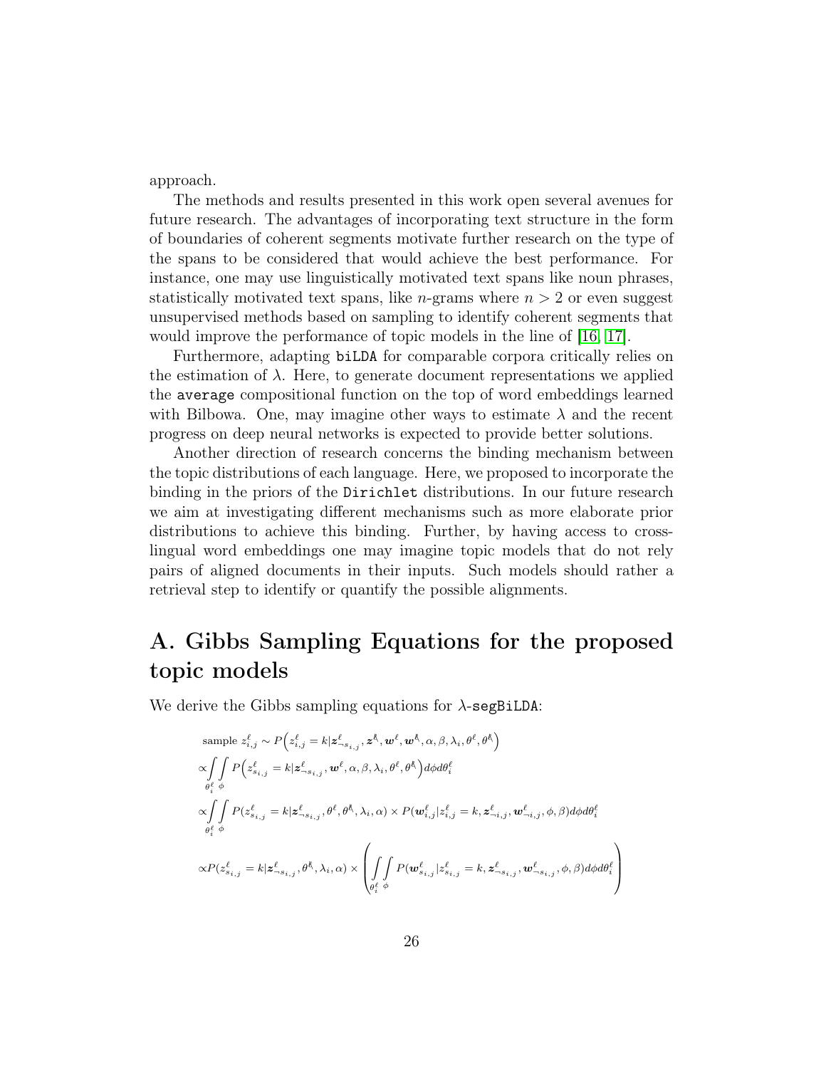approach.

The methods and results presented in this work open several avenues for future research. The advantages of incorporating text structure in the form of boundaries of coherent segments motivate further research on the type of the spans to be considered that would achieve the best performance. For instance, one may use linguistically motivated text spans like noun phrases, statistically motivated text spans, like $n$-grams where $n > 2$ or even suggest unsupervised methods based on sampling to identify coherent segments that would improve the performance of topic models in the line of [16, 17].

Furthermore, adapting `biLDA` for comparable corpora critically relies on the estimation of $\lambda$. Here, to generate document representations we applied the `average` compositional function on the top of word embeddings learned with Bilbowa. One, may imagine other ways to estimate $\lambda$ and the recent progress on deep neural networks is expected to provide better solutions.

Another direction of research concerns the binding mechanism between the topic distributions of each language. Here, we proposed to incorporate the binding in the priors of the `Dirichlet` distributions. In our future research we aim at investigating different mechanisms such as more elaborate prior distributions to achieve this binding. Further, by having access to cross-lingual word embeddings one may imagine topic models that do not rely pairs of aligned documents in their inputs. Such models should rather a retrieval step to identify or quantify the possible alignments.

# A. Gibbs Sampling Equations for the proposed topic models

We derive the Gibbs sampling equations for $\lambda$-`segBiLDA`:

$$
\begin{aligned}
&\text{sample } z^{\ell}_{i,j} \sim P\Big(z^{\ell}_{i,j} = k | \boldsymbol{z}^{\ell}_{\neg s_{i,j}}, \boldsymbol{z}^{\not\ell}, \boldsymbol{w}^{\ell}, \boldsymbol{w}^{\not\ell}, \alpha, \beta, \lambda_i, \theta^{\ell}, \theta^{\not\ell}\Big) \\
&\propto \int_{\theta^{\ell}_i}\int_{\phi} P\Big(z^{\ell}_{s_{i,j}} = k | \boldsymbol{z}^{\ell}_{\neg s_{i,j}}, \boldsymbol{w}^{\ell}, \alpha, \beta, \lambda_i, \theta^{\ell}, \theta^{\not\ell}\Big) d\phi d\theta^{\ell}_i \\
&\propto \int_{\theta^{\ell}_i}\int_{\phi} P(z^{\ell}_{s_{i,j}} = k | \boldsymbol{z}^{\ell}_{\neg s_{i,j}}, \theta^{\ell}, \theta^{\not\ell}, \lambda_i, \alpha) \times P(\boldsymbol{w}^{\ell}_{i,j} | z^{\ell}_{i,j} = k, \boldsymbol{z}^{\ell}_{\neg i,j}, \boldsymbol{w}^{\ell}_{\neg i,j}, \phi, \beta) d\phi d\theta^{\ell}_i \\
&\propto P(z^{\ell}_{s_{i,j}} = k | \boldsymbol{z}^{\ell}_{\neg s_{i,j}}, \theta^{\not\ell}, \lambda_i, \alpha) \times \left( \int_{\theta^{\ell}_i}\int_{\phi} P(\boldsymbol{w}^{\ell}_{s_{i,j}} | z^{\ell}_{s_{i,j}} = k, \boldsymbol{z}^{\ell}_{\neg s_{i,j}}, \boldsymbol{w}^{\ell}_{\neg s_{i,j}}, \phi, \beta) d\phi d\theta^{\ell}_i \right)
\end{aligned}
$$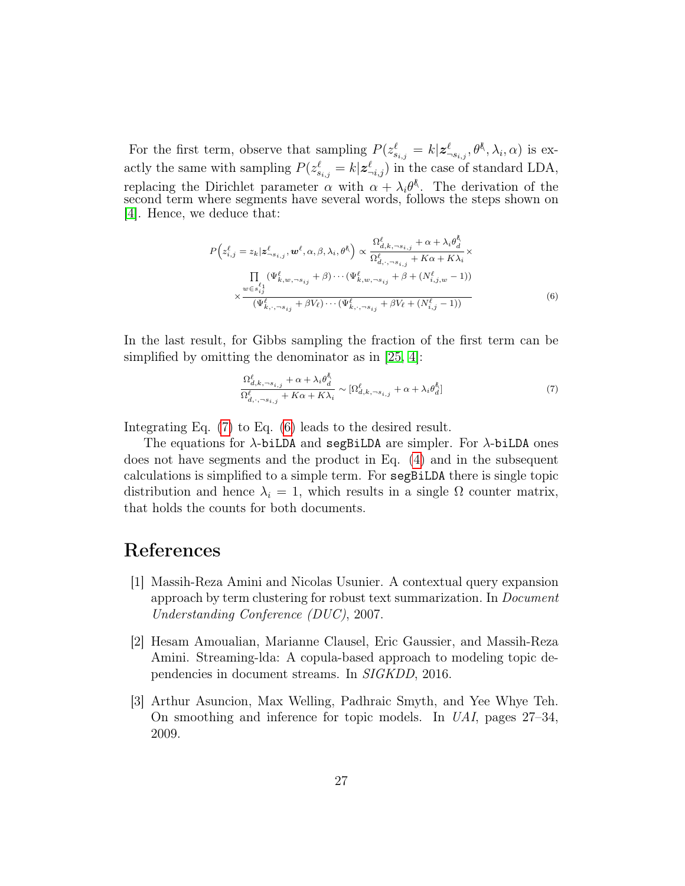For the first term, observe that sampling $P(z^{\ell}_{s_{i,j}} = k|\boldsymbol{z}^{\ell}_{\neg s_{i,j}}, \theta^{\bar{\ell}}, \lambda_i, \alpha)$ is exactly the same with sampling $P(z^{\ell}_{s_{i,j}} = k|\boldsymbol{z}^{\ell}_{\neg i,j})$ in the case of standard LDA, replacing the Dirichlet parameter $\alpha$ with $\alpha + \lambda_i \theta^{\bar{\ell}}$. The derivation of the second term where segments have several words, follows the steps shown on [4]. Hence, we deduce that:

$$
\begin{aligned}
P\Big(z^{\ell}_{i,j} = z_k | \boldsymbol{z}^{\ell}_{\neg s_{i,j}}, \boldsymbol{w}^{\ell}, \alpha, \beta, \lambda_i, \theta^{\bar{\ell}}\Big) &\propto \frac{\Omega^{\ell}_{d,k,\neg s_{i,j}} + \alpha + \lambda_i \theta^{\bar{\ell}}_d}{\Omega^{\ell}_{d,\cdot,\neg s_{i,j}} + K\alpha + K\lambda_i} \times \\
&\times \frac{\prod_{w \in s^{\ell_1}_{ij}} (\Psi^{\ell}_{k,w,\neg s_{ij}} + \beta) \cdots (\Psi^{\ell}_{k,w,\neg s_{ij}} + \beta + (N^{\ell}_{i,j,w} - 1))}{(\Psi^{\ell}_{k,\cdot,\neg s_{ij}} + \beta V_{\ell}) \cdots (\Psi^{\ell}_{k,\cdot,\neg s_{ij}} + \beta V_{\ell} + (N^{\ell}_{i,j} - 1))}
\end{aligned} \tag{6}
$$

In the last result, for Gibbs sampling the fraction of the first term can be simplified by omitting the denominator as in [25, 4]:

$$
\frac{\Omega^{\ell}_{d,k,\neg s_{i,j}} + \alpha + \lambda_i \theta^{\bar{\ell}}_d}{\Omega^{\ell}_{d,\cdot,\neg s_{i,j}} + K\alpha + K\lambda_i} \sim [\Omega^{\ell}_{d,k,\neg s_{i,j}} + \alpha + \lambda_i \theta^{\bar{\ell}}_d] \tag{7}
$$

Integrating Eq. (7) to Eq. (6) leads to the desired result.

The equations for $\lambda$-`biLDA` and `segBiLDA` are simpler. For $\lambda$-`biLDA` ones does not have segments and the product in Eq. (4) and in the subsequent calculations is simplified to a simple term. For `segBiLDA` there is single topic distribution and hence $\lambda_i = 1$, which results in a single $\Omega$ counter matrix, that holds the counts for both documents.

# References

[1] Massih-Reza Amini and Nicolas Usunier. A contextual query expansion approach by term clustering for robust text summarization. In *Document Understanding Conference (DUC)*, 2007.

[2] Hesam Amoualian, Marianne Clausel, Eric Gaussier, and Massih-Reza Amini. Streaming-lda: A copula-based approach to modeling topic dependencies in document streams. In *SIGKDD*, 2016.

[3] Arthur Asuncion, Max Welling, Padhraic Smyth, and Yee Whye Teh. On smoothing and inference for topic models. In *UAI*, pages 27–34, 2009.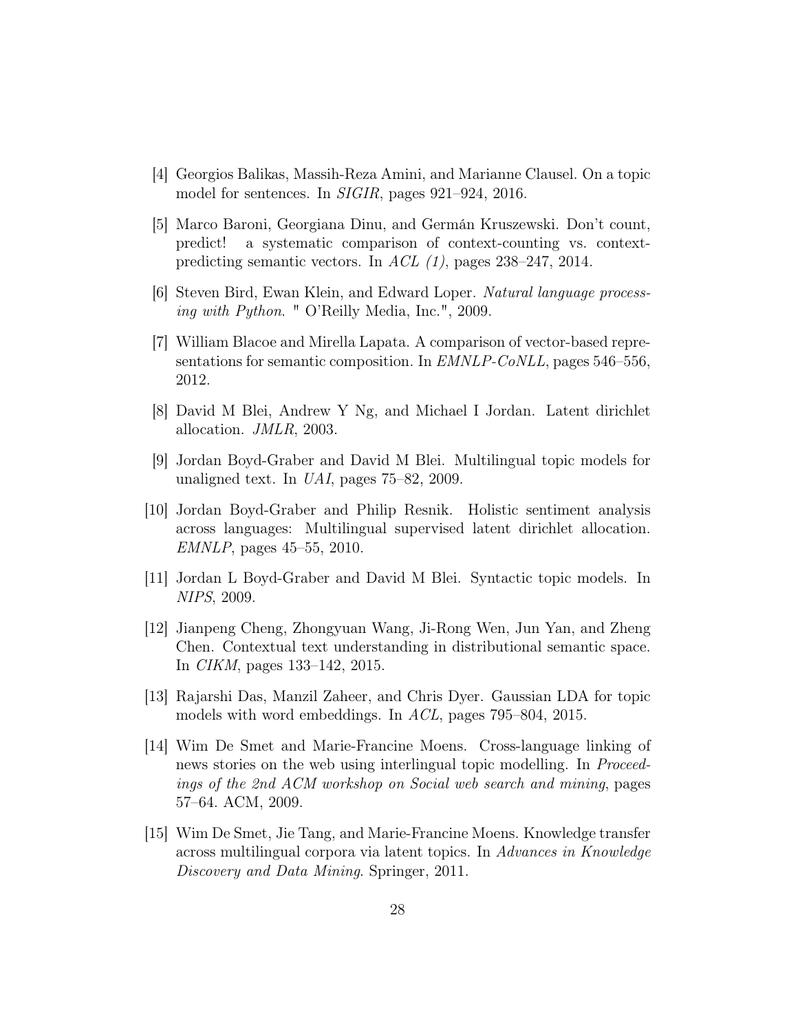[4] Georgios Balikas, Massih-Reza Amini, and Marianne Clausel. On a topic model for sentences. In *SIGIR*, pages 921–924, 2016.

[5] Marco Baroni, Georgiana Dinu, and Germán Kruszewski. Don't count, predict! a systematic comparison of context-counting vs. context-predicting semantic vectors. In *ACL (1)*, pages 238–247, 2014.

[6] Steven Bird, Ewan Klein, and Edward Loper. *Natural language processing with Python*. " O'Reilly Media, Inc.", 2009.

[7] William Blacoe and Mirella Lapata. A comparison of vector-based representations for semantic composition. In *EMNLP-CoNLL*, pages 546–556, 2012.

[8] David M Blei, Andrew Y Ng, and Michael I Jordan. Latent dirichlet allocation. *JMLR*, 2003.

[9] Jordan Boyd-Graber and David M Blei. Multilingual topic models for unaligned text. In *UAI*, pages 75–82, 2009.

[10] Jordan Boyd-Graber and Philip Resnik. Holistic sentiment analysis across languages: Multilingual supervised latent dirichlet allocation. *EMNLP*, pages 45–55, 2010.

[11] Jordan L Boyd-Graber and David M Blei. Syntactic topic models. In *NIPS*, 2009.

[12] Jianpeng Cheng, Zhongyuan Wang, Ji-Rong Wen, Jun Yan, and Zheng Chen. Contextual text understanding in distributional semantic space. In *CIKM*, pages 133–142, 2015.

[13] Rajarshi Das, Manzil Zaheer, and Chris Dyer. Gaussian LDA for topic models with word embeddings. In *ACL*, pages 795–804, 2015.

[14] Wim De Smet and Marie-Francine Moens. Cross-language linking of news stories on the web using interlingual topic modelling. In *Proceedings of the 2nd ACM workshop on Social web search and mining*, pages 57–64. ACM, 2009.

[15] Wim De Smet, Jie Tang, and Marie-Francine Moens. Knowledge transfer across multilingual corpora via latent topics. In *Advances in Knowledge Discovery and Data Mining*. Springer, 2011.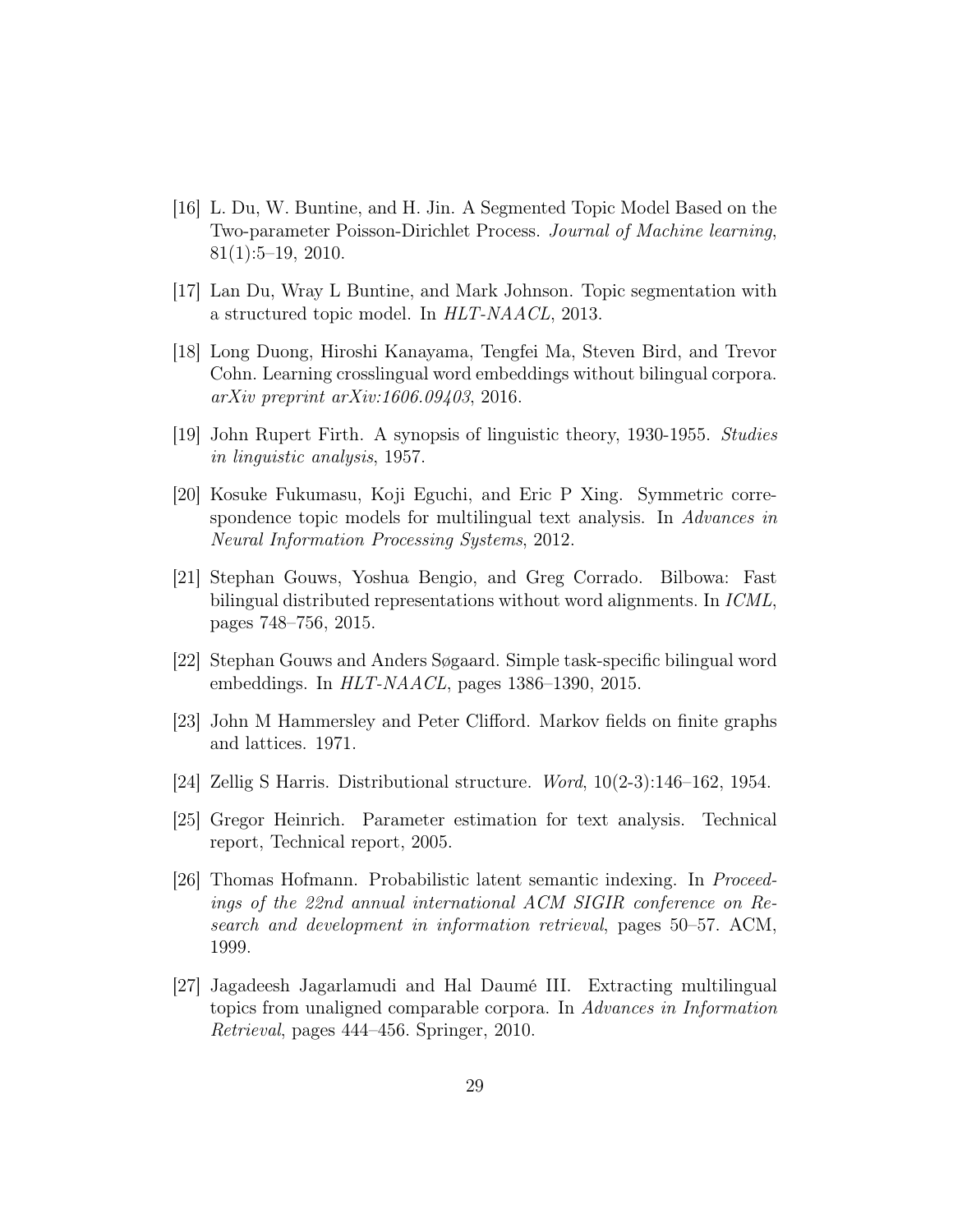[16] L. Du, W. Buntine, and H. Jin. A Segmented Topic Model Based on the Two-parameter Poisson-Dirichlet Process. *Journal of Machine learning*, 81(1):5–19, 2010.

[17] Lan Du, Wray L Buntine, and Mark Johnson. Topic segmentation with a structured topic model. In *HLT-NAACL*, 2013.

[18] Long Duong, Hiroshi Kanayama, Tengfei Ma, Steven Bird, and Trevor Cohn. Learning crosslingual word embeddings without bilingual corpora. *arXiv preprint arXiv:1606.09403*, 2016.

[19] John Rupert Firth. A synopsis of linguistic theory, 1930-1955. *Studies in linguistic analysis*, 1957.

[20] Kosuke Fukumasu, Koji Eguchi, and Eric P Xing. Symmetric correspondence topic models for multilingual text analysis. In *Advances in Neural Information Processing Systems*, 2012.

[21] Stephan Gouws, Yoshua Bengio, and Greg Corrado. Bilbowa: Fast bilingual distributed representations without word alignments. In *ICML*, pages 748–756, 2015.

[22] Stephan Gouws and Anders Søgaard. Simple task-specific bilingual word embeddings. In *HLT-NAACL*, pages 1386–1390, 2015.

[23] John M Hammersley and Peter Clifford. Markov fields on finite graphs and lattices. 1971.

[24] Zellig S Harris. Distributional structure. *Word*, 10(2-3):146–162, 1954.

[25] Gregor Heinrich. Parameter estimation for text analysis. Technical report, Technical report, 2005.

[26] Thomas Hofmann. Probabilistic latent semantic indexing. In *Proceedings of the 22nd annual international ACM SIGIR conference on Research and development in information retrieval*, pages 50–57. ACM, 1999.

[27] Jagadeesh Jagarlamudi and Hal Daumé III. Extracting multilingual topics from unaligned comparable corpora. In *Advances in Information Retrieval*, pages 444–456. Springer, 2010.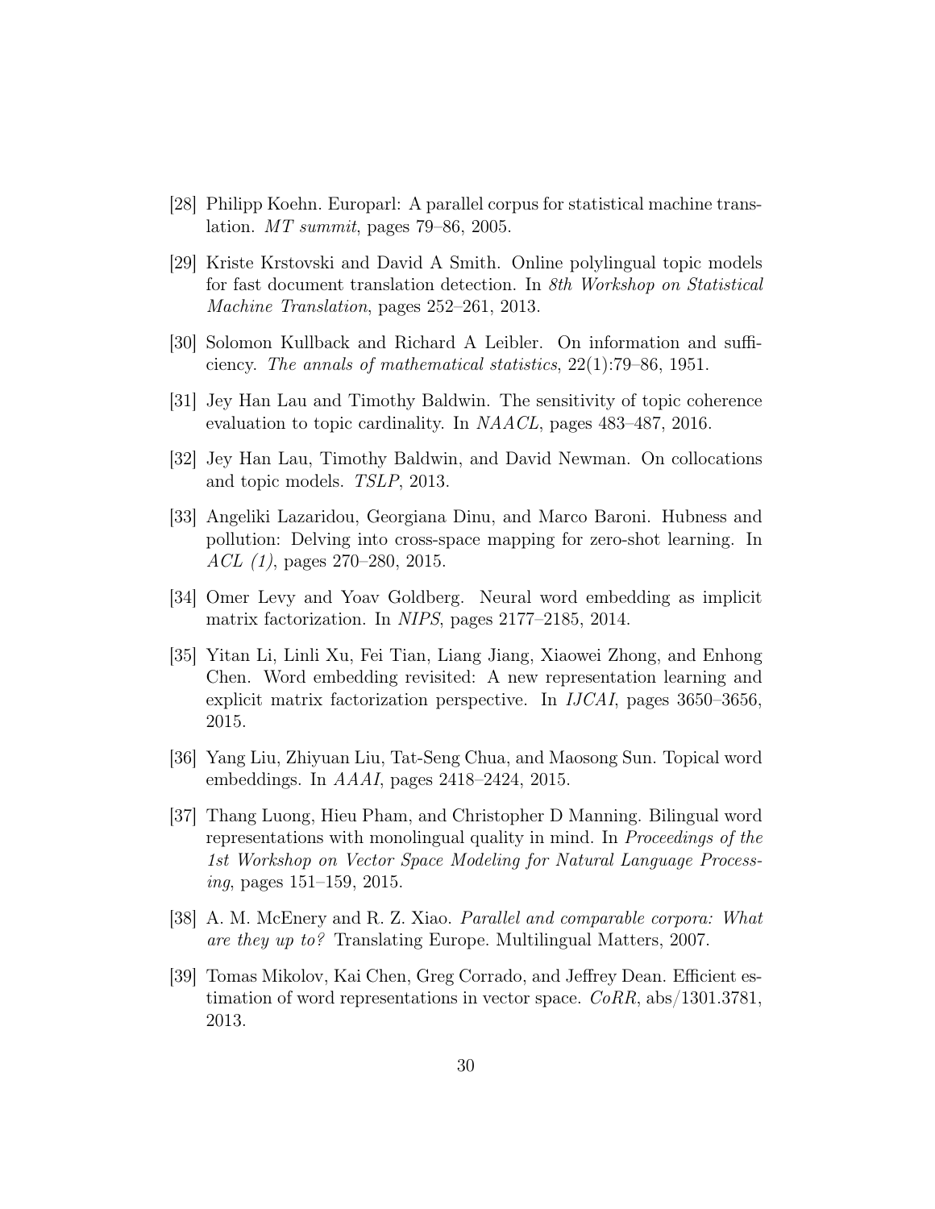[28] Philipp Koehn. Europarl: A parallel corpus for statistical machine translation. *MT summit*, pages 79–86, 2005.

[29] Kriste Krstovski and David A Smith. Online polylingual topic models for fast document translation detection. In *8th Workshop on Statistical Machine Translation*, pages 252–261, 2013.

[30] Solomon Kullback and Richard A Leibler. On information and sufficiency. *The annals of mathematical statistics*, 22(1):79–86, 1951.

[31] Jey Han Lau and Timothy Baldwin. The sensitivity of topic coherence evaluation to topic cardinality. In *NAACL*, pages 483–487, 2016.

[32] Jey Han Lau, Timothy Baldwin, and David Newman. On collocations and topic models. *TSLP*, 2013.

[33] Angeliki Lazaridou, Georgiana Dinu, and Marco Baroni. Hubness and pollution: Delving into cross-space mapping for zero-shot learning. In *ACL (1)*, pages 270–280, 2015.

[34] Omer Levy and Yoav Goldberg. Neural word embedding as implicit matrix factorization. In *NIPS*, pages 2177–2185, 2014.

[35] Yitan Li, Linli Xu, Fei Tian, Liang Jiang, Xiaowei Zhong, and Enhong Chen. Word embedding revisited: A new representation learning and explicit matrix factorization perspective. In *IJCAI*, pages 3650–3656, 2015.

[36] Yang Liu, Zhiyuan Liu, Tat-Seng Chua, and Maosong Sun. Topical word embeddings. In *AAAI*, pages 2418–2424, 2015.

[37] Thang Luong, Hieu Pham, and Christopher D Manning. Bilingual word representations with monolingual quality in mind. In *Proceedings of the 1st Workshop on Vector Space Modeling for Natural Language Processing*, pages 151–159, 2015.

[38] A. M. McEnery and R. Z. Xiao. *Parallel and comparable corpora: What are they up to?* Translating Europe. Multilingual Matters, 2007.

[39] Tomas Mikolov, Kai Chen, Greg Corrado, and Jeffrey Dean. Efficient estimation of word representations in vector space. *CoRR*, abs/1301.3781, 2013.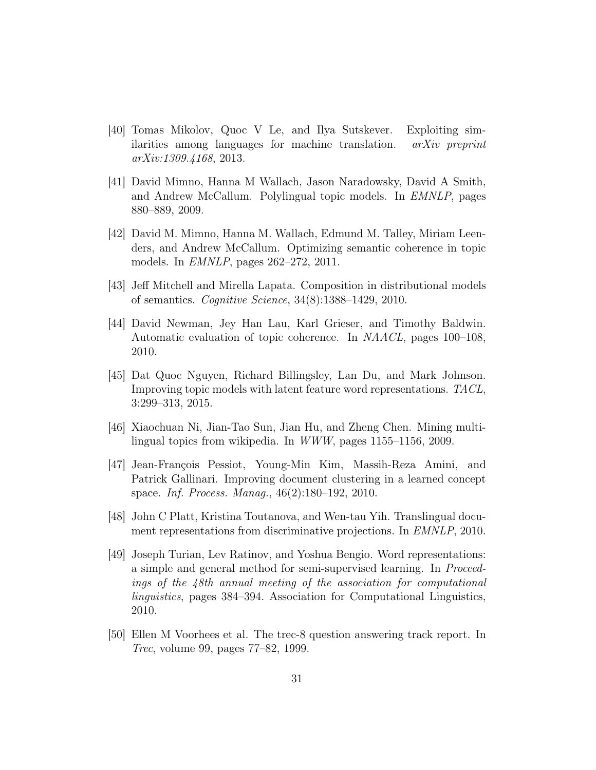[40] Tomas Mikolov, Quoc V Le, and Ilya Sutskever. Exploiting similarities among languages for machine translation. *arXiv preprint arXiv:1309.4168*, 2013.

[41] David Mimno, Hanna M Wallach, Jason Naradowsky, David A Smith, and Andrew McCallum. Polylingual topic models. In *EMNLP*, pages 880–889, 2009.

[42] David M. Mimno, Hanna M. Wallach, Edmund M. Talley, Miriam Leenders, and Andrew McCallum. Optimizing semantic coherence in topic models. In *EMNLP*, pages 262–272, 2011.

[43] Jeff Mitchell and Mirella Lapata. Composition in distributional models of semantics. *Cognitive Science*, 34(8):1388–1429, 2010.

[44] David Newman, Jey Han Lau, Karl Grieser, and Timothy Baldwin. Automatic evaluation of topic coherence. In *NAACL*, pages 100–108, 2010.

[45] Dat Quoc Nguyen, Richard Billingsley, Lan Du, and Mark Johnson. Improving topic models with latent feature word representations. *TACL*, 3:299–313, 2015.

[46] Xiaochuan Ni, Jian-Tao Sun, Jian Hu, and Zheng Chen. Mining multilingual topics from wikipedia. In *WWW*, pages 1155–1156, 2009.

[47] Jean-François Pessiot, Young-Min Kim, Massih-Reza Amini, and Patrick Gallinari. Improving document clustering in a learned concept space. *Inf. Process. Manag.*, 46(2):180–192, 2010.

[48] John C Platt, Kristina Toutanova, and Wen-tau Yih. Translingual document representations from discriminative projections. In *EMNLP*, 2010.

[49] Joseph Turian, Lev Ratinov, and Yoshua Bengio. Word representations: a simple and general method for semi-supervised learning. In *Proceedings of the 48th annual meeting of the association for computational linguistics*, pages 384–394. Association for Computational Linguistics, 2010.

[50] Ellen M Voorhees et al. The trec-8 question answering track report. In *Trec*, volume 99, pages 77–82, 1999.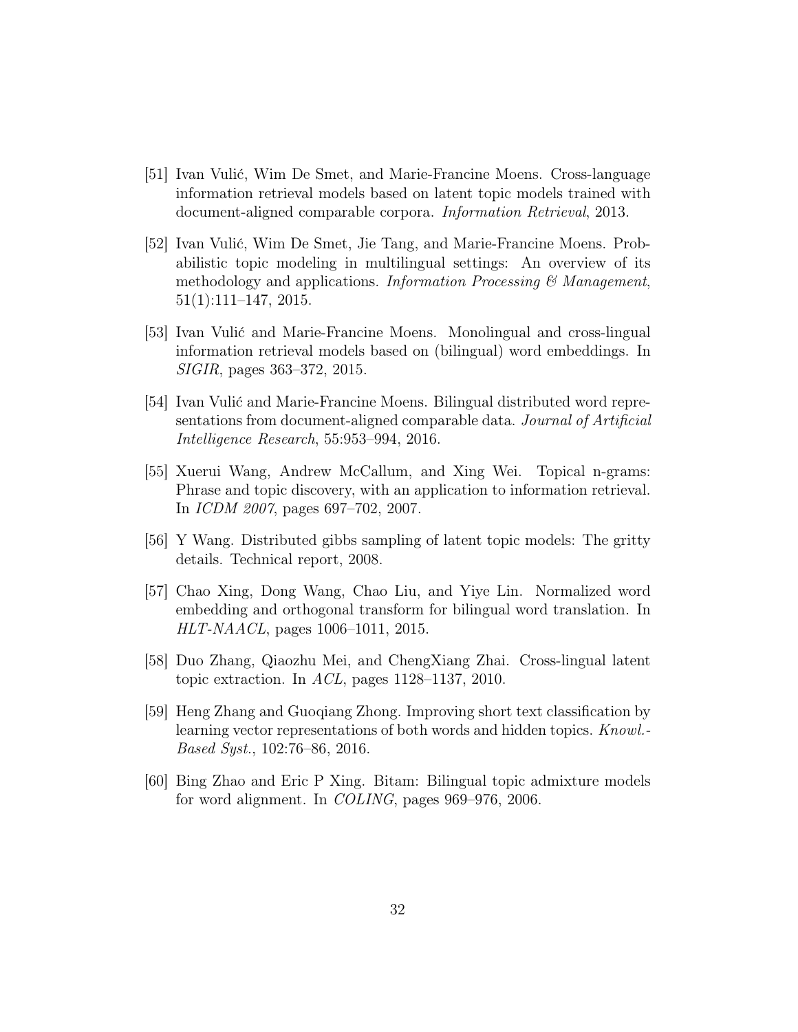[51] Ivan Vulić, Wim De Smet, and Marie-Francine Moens. Cross-language information retrieval models based on latent topic models trained with document-aligned comparable corpora. *Information Retrieval*, 2013.

[52] Ivan Vulić, Wim De Smet, Jie Tang, and Marie-Francine Moens. Probabilistic topic modeling in multilingual settings: An overview of its methodology and applications. *Information Processing & Management*, 51(1):111–147, 2015.

[53] Ivan Vulić and Marie-Francine Moens. Monolingual and cross-lingual information retrieval models based on (bilingual) word embeddings. In *SIGIR*, pages 363–372, 2015.

[54] Ivan Vulić and Marie-Francine Moens. Bilingual distributed word representations from document-aligned comparable data. *Journal of Artificial Intelligence Research*, 55:953–994, 2016.

[55] Xuerui Wang, Andrew McCallum, and Xing Wei. Topical n-grams: Phrase and topic discovery, with an application to information retrieval. In *ICDM 2007*, pages 697–702, 2007.

[56] Y Wang. Distributed gibbs sampling of latent topic models: The gritty details. Technical report, 2008.

[57] Chao Xing, Dong Wang, Chao Liu, and Yiye Lin. Normalized word embedding and orthogonal transform for bilingual word translation. In *HLT-NAACL*, pages 1006–1011, 2015.

[58] Duo Zhang, Qiaozhu Mei, and ChengXiang Zhai. Cross-lingual latent topic extraction. In *ACL*, pages 1128–1137, 2010.

[59] Heng Zhang and Guoqiang Zhong. Improving short text classification by learning vector representations of both words and hidden topics. *Knowl.-Based Syst.*, 102:76–86, 2016.

[60] Bing Zhao and Eric P Xing. Bitam: Bilingual topic admixture models for word alignment. In *COLING*, pages 969–976, 2006.